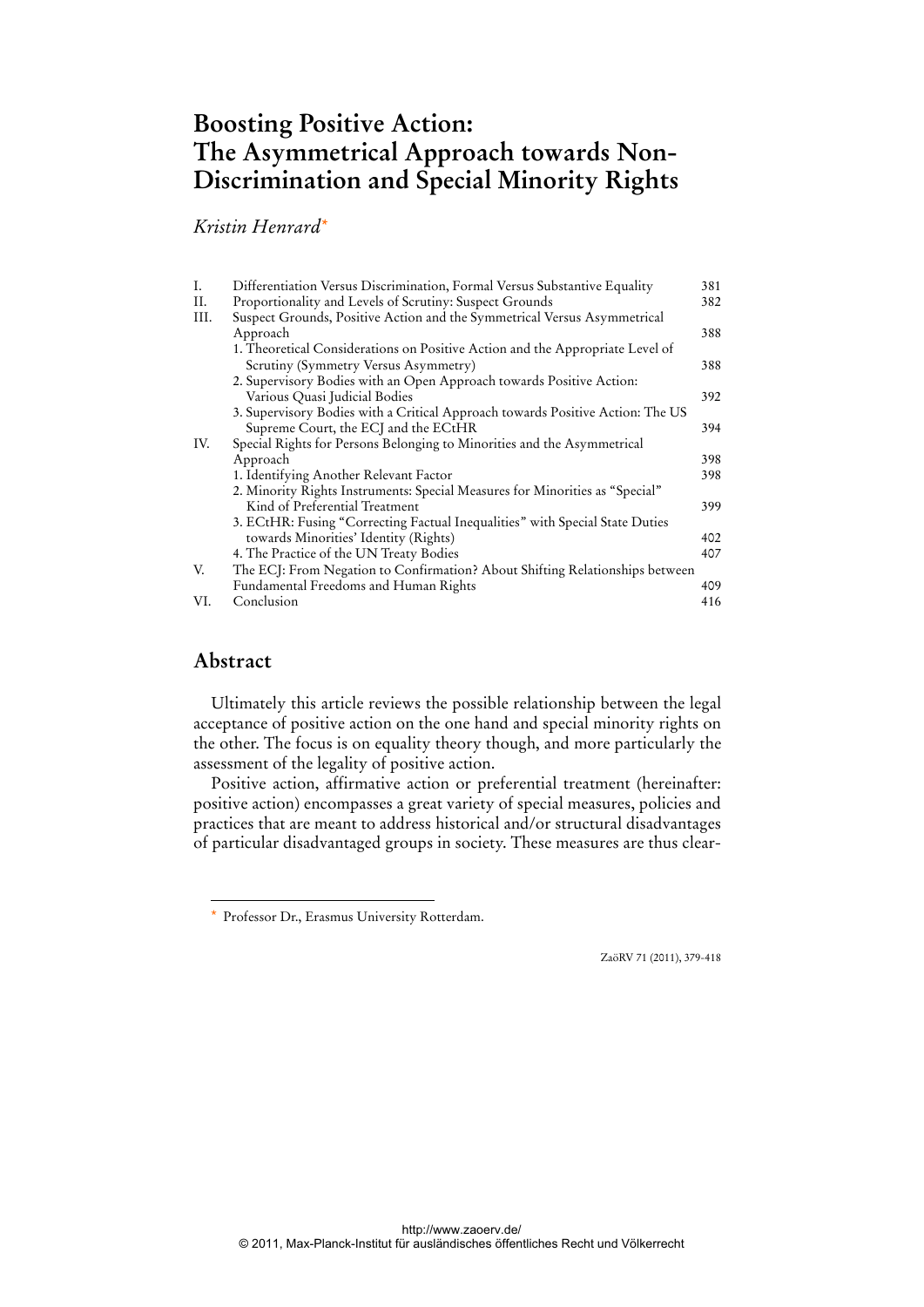# Boosting Positive Action: The Asymmetrical Approach towards Non-Discrimination and Special Minority Rights

*Kristin Henrard*[*]

| | | |
|---|---|---|
| I. | Differentiation Versus Discrimination, Formal Versus Substantive Equality | 381 |
| II. | Proportionality and Levels of Scrutiny: Suspect Grounds | 382 |
| III. | Suspect Grounds, Positive Action and the Symmetrical Versus Asymmetrical Approach | 388 |
| | 1. Theoretical Considerations on Positive Action and the Appropriate Level of Scrutiny (Symmetry Versus Asymmetry) | 388 |
| | 2. Supervisory Bodies with an Open Approach towards Positive Action: Various Quasi Judicial Bodies | 392 |
| | 3. Supervisory Bodies with a Critical Approach towards Positive Action: The US Supreme Court, the ECJ and the ECtHR | 394 |
| IV. | Special Rights for Persons Belonging to Minorities and the Asymmetrical Approach | 398 |
| | 1. Identifying Another Relevant Factor | 398 |
| | 2. Minority Rights Instruments: Special Measures for Minorities as "Special" Kind of Preferential Treatment | 399 |
| | 3. ECtHR: Fusing "Correcting Factual Inequalities" with Special State Duties towards Minorities' Identity (Rights) | 402 |
| | 4. The Practice of the UN Treaty Bodies | 407 |
| V. | The ECJ: From Negation to Confirmation? About Shifting Relationships between Fundamental Freedoms and Human Rights | 409 |
| VI. | Conclusion | 416 |

## Abstract

Ultimately this article reviews the possible relationship between the legal acceptance of positive action on the one hand and special minority rights on the other. The focus is on equality theory though, and more particularly the assessment of the legality of positive action.

Positive action, affirmative action or preferential treatment (hereinafter: positive action) encompasses a great variety of special measures, policies and practices that are meant to address historical and/or structural disadvantages of particular disadvantaged groups in society. These measures are thus clear-

[*] Professor Dr., Erasmus University Rotterdam.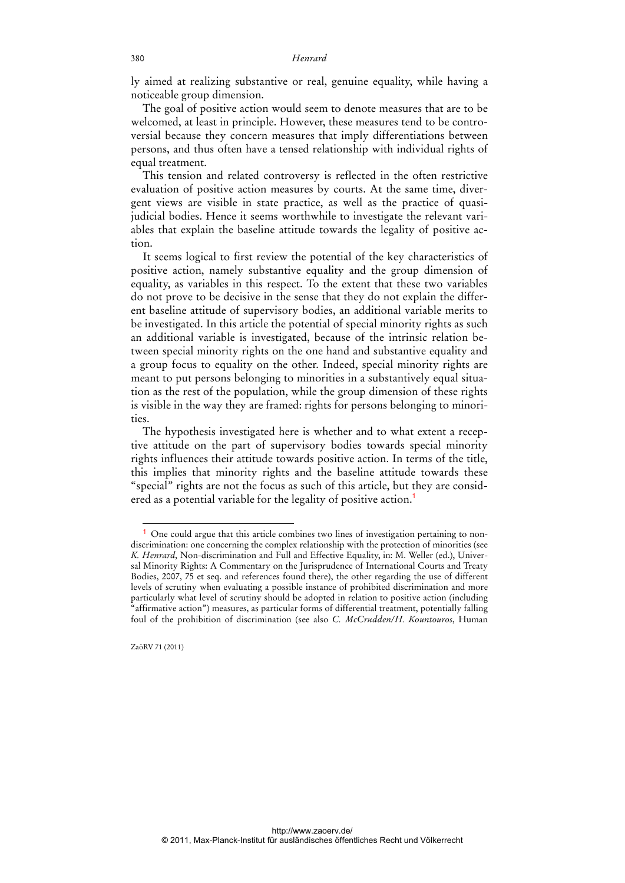ly aimed at realizing substantive or real, genuine equality, while having a noticeable group dimension.

The goal of positive action would seem to denote measures that are to be welcomed, at least in principle. However, these measures tend to be controversial because they concern measures that imply differentiations between persons, and thus often have a tensed relationship with individual rights of equal treatment.

This tension and related controversy is reflected in the often restrictive evaluation of positive action measures by courts. At the same time, divergent views are visible in state practice, as well as the practice of quasi-judicial bodies. Hence it seems worthwhile to investigate the relevant variables that explain the baseline attitude towards the legality of positive action.

It seems logical to first review the potential of the key characteristics of positive action, namely substantive equality and the group dimension of equality, as variables in this respect. To the extent that these two variables do not prove to be decisive in the sense that they do not explain the different baseline attitude of supervisory bodies, an additional variable merits to be investigated. In this article the potential of special minority rights as such an additional variable is investigated, because of the intrinsic relation between special minority rights on the one hand and substantive equality and a group focus to equality on the other. Indeed, special minority rights are meant to put persons belonging to minorities in a substantively equal situation as the rest of the population, while the group dimension of these rights is visible in the way they are framed: rights for persons belonging to minorities.

The hypothesis investigated here is whether and to what extent a receptive attitude on the part of supervisory bodies towards special minority rights influences their attitude towards positive action. In terms of the title, this implies that minority rights and the baseline attitude towards these "special" rights are not the focus as such of this article, but they are considered as a potential variable for the legality of positive action.[1]

---

[1] One could argue that this article combines two lines of investigation pertaining to non-discrimination: one concerning the complex relationship with the protection of minorities (see *K. Henrard*, Non-discrimination and Full and Effective Equality, in: M. Weller (ed.), Universal Minority Rights: A Commentary on the Jurisprudence of International Courts and Treaty Bodies, 2007, 75 et seq. and references found there), the other regarding the use of different levels of scrutiny when evaluating a possible instance of prohibited discrimination and more particularly what level of scrutiny should be adopted in relation to positive action (including "affirmative action") measures, as particular forms of differential treatment, potentially falling foul of the prohibition of discrimination (see also *C. McCrudden/H. Kountouros*, Human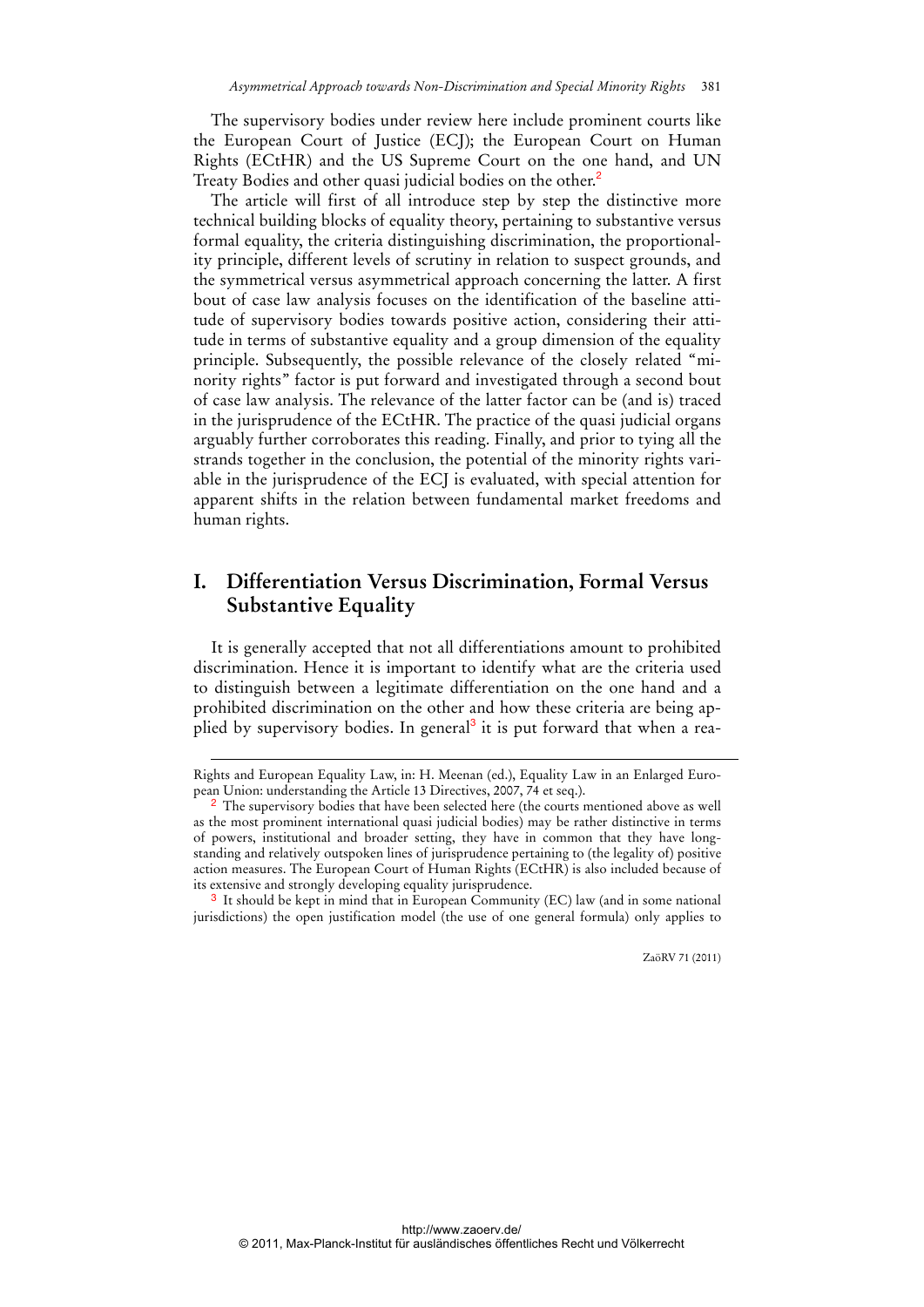The supervisory bodies under review here include prominent courts like the European Court of Justice (ECJ); the European Court on Human Rights (ECtHR) and the US Supreme Court on the one hand, and UN Treaty Bodies and other quasi judicial bodies on the other.[2]

The article will first of all introduce step by step the distinctive more technical building blocks of equality theory, pertaining to substantive versus formal equality, the criteria distinguishing discrimination, the proportionality principle, different levels of scrutiny in relation to suspect grounds, and the symmetrical versus asymmetrical approach concerning the latter. A first bout of case law analysis focuses on the identification of the baseline attitude of supervisory bodies towards positive action, considering their attitude in terms of substantive equality and a group dimension of the equality principle. Subsequently, the possible relevance of the closely related "minority rights" factor is put forward and investigated through a second bout of case law analysis. The relevance of the latter factor can be (and is) traced in the jurisprudence of the ECtHR. The practice of the quasi judicial organs arguably further corroborates this reading. Finally, and prior to tying all the strands together in the conclusion, the potential of the minority rights variable in the jurisprudence of the ECJ is evaluated, with special attention for apparent shifts in the relation between fundamental market freedoms and human rights.

## I. Differentiation Versus Discrimination, Formal Versus Substantive Equality

It is generally accepted that not all differentiations amount to prohibited discrimination. Hence it is important to identify what are the criteria used to distinguish between a legitimate differentiation on the one hand and a prohibited discrimination on the other and how these criteria are being applied by supervisory bodies. In general[3] it is put forward that when a rea-

---

Rights and European Equality Law, in: H. Meenan (ed.), Equality Law in an Enlarged European Union: understanding the Article 13 Directives, 2007, 74 et seq.).

[2] The supervisory bodies that have been selected here (the courts mentioned above as well as the most prominent international quasi judicial bodies) may be rather distinctive in terms of powers, institutional and broader setting, they have in common that they have longstanding and relatively outspoken lines of jurisprudence pertaining to (the legality of) positive action measures. The European Court of Human Rights (ECtHR) is also included because of its extensive and strongly developing equality jurisprudence.

[3] It should be kept in mind that in European Community (EC) law (and in some national jurisdictions) the open justification model (the use of one general formula) only applies to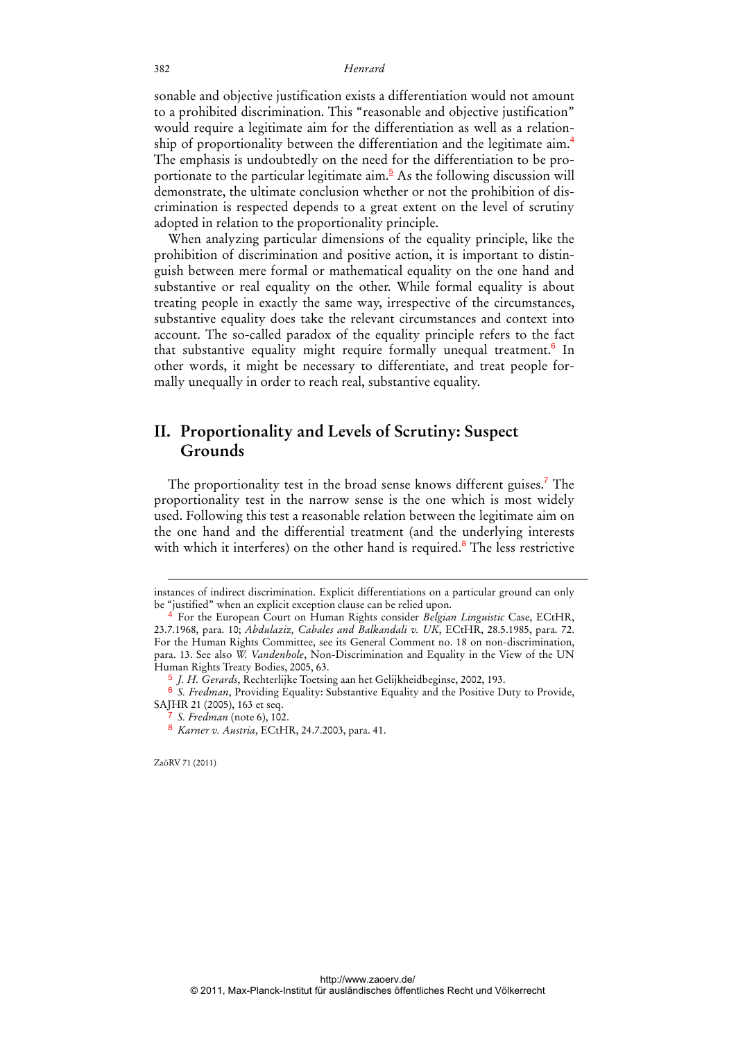sonable and objective justification exists a differentiation would not amount to a prohibited discrimination. This "reasonable and objective justification" would require a legitimate aim for the differentiation as well as a relationship of proportionality between the differentiation and the legitimate aim.[4] The emphasis is undoubtedly on the need for the differentiation to be proportionate to the particular legitimate aim.[5] As the following discussion will demonstrate, the ultimate conclusion whether or not the prohibition of discrimination is respected depends to a great extent on the level of scrutiny adopted in relation to the proportionality principle.

When analyzing particular dimensions of the equality principle, like the prohibition of discrimination and positive action, it is important to distinguish between mere formal or mathematical equality on the one hand and substantive or real equality on the other. While formal equality is about treating people in exactly the same way, irrespective of the circumstances, substantive equality does take the relevant circumstances and context into account. The so-called paradox of the equality principle refers to the fact that substantive equality might require formally unequal treatment.[6] In other words, it might be necessary to differentiate, and treat people formally unequally in order to reach real, substantive equality.

## II. Proportionality and Levels of Scrutiny: Suspect Grounds

The proportionality test in the broad sense knows different guises.[7] The proportionality test in the narrow sense is the one which is most widely used. Following this test a reasonable relation between the legitimate aim on the one hand and the differential treatment (and the underlying interests with which it interferes) on the other hand is required.[8] The less restrictive

---

instances of indirect discrimination. Explicit differentiations on a particular ground can only be "justified" when an explicit exception clause can be relied upon.

[4] For the European Court on Human Rights consider *Belgian Linguistic* Case, ECtHR, 23.7.1968, para. 10; *Abdulaziz, Cabales and Balkandali v. UK*, ECtHR, 28.5.1985, para. 72. For the Human Rights Committee, see its General Comment no. 18 on non-discrimination, para. 13. See also *W. Vandenhole*, Non-Discrimination and Equality in the View of the UN Human Rights Treaty Bodies, 2005, 63.

[5] *J. H. Gerards*, Rechterlijke Toetsing aan het Gelijkheidbeginse, 2002, 193.

[6] *S. Fredman*, Providing Equality: Substantive Equality and the Positive Duty to Provide, SAJHR 21 (2005), 163 et seq.

[7] *S. Fredman* (note 6), 102.

[8] *Karner v. Austria*, ECtHR, 24.7.2003, para. 41.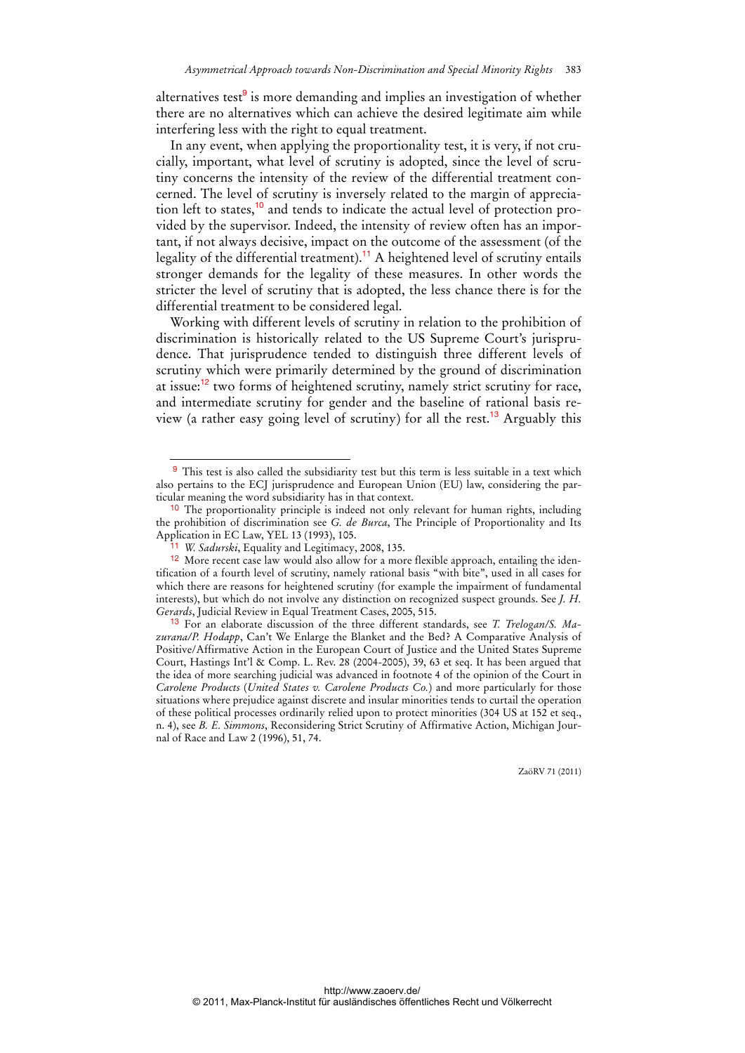alternatives test[9] is more demanding and implies an investigation of whether there are no alternatives which can achieve the desired legitimate aim while interfering less with the right to equal treatment.

In any event, when applying the proportionality test, it is very, if not crucially, important, what level of scrutiny is adopted, since the level of scrutiny concerns the intensity of the review of the differential treatment concerned. The level of scrutiny is inversely related to the margin of appreciation left to states,[10] and tends to indicate the actual level of protection provided by the supervisor. Indeed, the intensity of review often has an important, if not always decisive, impact on the outcome of the assessment (of the legality of the differential treatment).[11] A heightened level of scrutiny entails stronger demands for the legality of these measures. In other words the stricter the level of scrutiny that is adopted, the less chance there is for the differential treatment to be considered legal.

Working with different levels of scrutiny in relation to the prohibition of discrimination is historically related to the US Supreme Court's jurisprudence. That jurisprudence tended to distinguish three different levels of scrutiny which were primarily determined by the ground of discrimination at issue:[12] two forms of heightened scrutiny, namely strict scrutiny for race, and intermediate scrutiny for gender and the baseline of rational basis review (a rather easy going level of scrutiny) for all the rest.[13] Arguably this

---

[9] This test is also called the subsidiarity test but this term is less suitable in a text which also pertains to the ECJ jurisprudence and European Union (EU) law, considering the particular meaning the word subsidiarity has in that context.

[10] The proportionality principle is indeed not only relevant for human rights, including the prohibition of discrimination see *G. de Burca*, The Principle of Proportionality and Its Application in EC Law, YEL 13 (1993), 105.

[11] *W. Sadurski*, Equality and Legitimacy, 2008, 135.

[12] More recent case law would also allow for a more flexible approach, entailing the identification of a fourth level of scrutiny, namely rational basis "with bite", used in all cases for which there are reasons for heightened scrutiny (for example the impairment of fundamental interests), but which do not involve any distinction on recognized suspect grounds. See *J. H. Gerards*, Judicial Review in Equal Treatment Cases, 2005, 515.

[13] For an elaborate discussion of the three different standards, see *T. Trelogan/S. Mazurana/P. Hodapp*, Can't We Enlarge the Blanket and the Bed? A Comparative Analysis of Positive/Affirmative Action in the European Court of Justice and the United States Supreme Court, Hastings Int'l & Comp. L. Rev. 28 (2004-2005), 39, 63 et seq. It has been argued that the idea of more searching judicial was advanced in footnote 4 of the opinion of the Court in *Carolene Products* (*United States v. Carolene Products Co.*) and more particularly for those situations where prejudice against discrete and insular minorities tends to curtail the operation of these political processes ordinarily relied upon to protect minorities (304 US at 152 et seq., n. 4), see *B. E. Simmons*, Reconsidering Strict Scrutiny of Affirmative Action, Michigan Journal of Race and Law 2 (1996), 51, 74.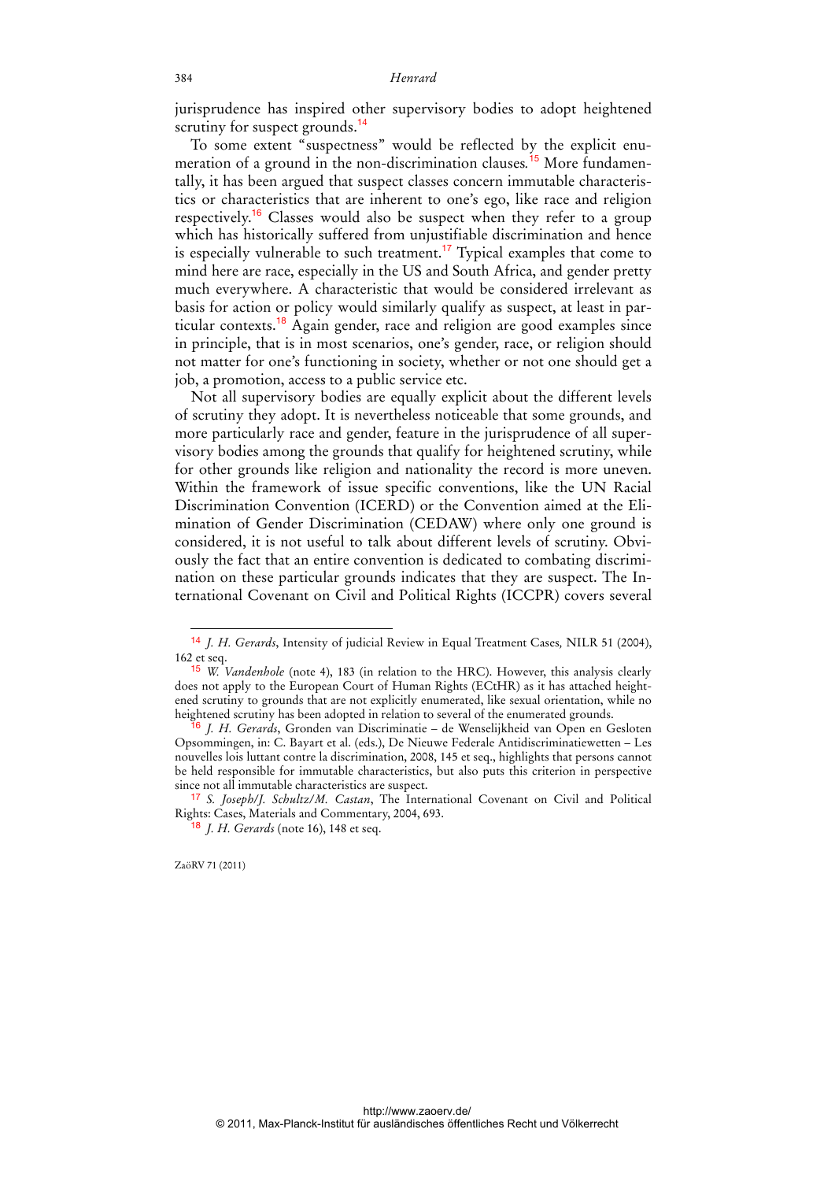jurisprudence has inspired other supervisory bodies to adopt heightened scrutiny for suspect grounds.[14]

To some extent "suspectness" would be reflected by the explicit enumeration of a ground in the non-discrimination clauses.[15] More fundamentally, it has been argued that suspect classes concern immutable characteristics or characteristics that are inherent to one's ego, like race and religion respectively.[16] Classes would also be suspect when they refer to a group which has historically suffered from unjustifiable discrimination and hence is especially vulnerable to such treatment.[17] Typical examples that come to mind here are race, especially in the US and South Africa, and gender pretty much everywhere. A characteristic that would be considered irrelevant as basis for action or policy would similarly qualify as suspect, at least in particular contexts.[18] Again gender, race and religion are good examples since in principle, that is in most scenarios, one's gender, race, or religion should not matter for one's functioning in society, whether or not one should get a job, a promotion, access to a public service etc.

Not all supervisory bodies are equally explicit about the different levels of scrutiny they adopt. It is nevertheless noticeable that some grounds, and more particularly race and gender, feature in the jurisprudence of all supervisory bodies among the grounds that qualify for heightened scrutiny, while for other grounds like religion and nationality the record is more uneven. Within the framework of issue specific conventions, like the UN Racial Discrimination Convention (ICERD) or the Convention aimed at the Elimination of Gender Discrimination (CEDAW) where only one ground is considered, it is not useful to talk about different levels of scrutiny. Obviously the fact that an entire convention is dedicated to combating discrimination on these particular grounds indicates that they are suspect. The International Covenant on Civil and Political Rights (ICCPR) covers several

---

[14] *J. H. Gerards*, Intensity of judicial Review in Equal Treatment Cases, NILR 51 (2004), 162 et seq.

[15] *W. Vandenhole* (note 4), 183 (in relation to the HRC). However, this analysis clearly does not apply to the European Court of Human Rights (ECtHR) as it has attached heightened scrutiny to grounds that are not explicitly enumerated, like sexual orientation, while no heightened scrutiny has been adopted in relation to several of the enumerated grounds.

[16] *J. H. Gerards*, Gronden van Discriminatie – de Wenselijkheid van Open en Gesloten Opsommingen, in: C. Bayart et al. (eds.), De Nieuwe Federale Antidiscriminatiewetten – Les nouvelles lois luttant contre la discrimination, 2008, 145 et seq., highlights that persons cannot be held responsible for immutable characteristics, but also puts this criterion in perspective since not all immutable characteristics are suspect.

[17] *S. Joseph/J. Schultz/M. Castan*, The International Covenant on Civil and Political Rights: Cases, Materials and Commentary, 2004, 693.

[18] *J. H. Gerards* (note 16), 148 et seq.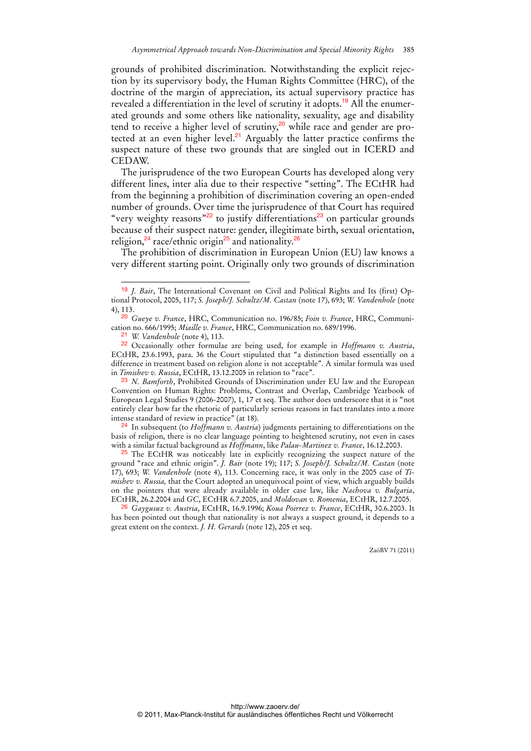grounds of prohibited discrimination. Notwithstanding the explicit rejection by its supervisory body, the Human Rights Committee (HRC), of the doctrine of the margin of appreciation, its actual supervisory practice has revealed a differentiation in the level of scrutiny it adopts.[19] All the enumerated grounds and some others like nationality, sexuality, age and disability tend to receive a higher level of scrutiny,[20] while race and gender are protected at an even higher level.[21] Arguably the latter practice confirms the suspect nature of these two grounds that are singled out in ICERD and CEDAW.

The jurisprudence of the two European Courts has developed along very different lines, inter alia due to their respective "setting". The ECtHR had from the beginning a prohibition of discrimination covering an open-ended number of grounds. Over time the jurisprudence of that Court has required "very weighty reasons"[22] to justify differentiations[23] on particular grounds because of their suspect nature: gender, illegitimate birth, sexual orientation, religion,[24] race/ethnic origin[25] and nationality.[26]

The prohibition of discrimination in European Union (EU) law knows a very different starting point. Originally only two grounds of discrimination

---

[19] *J. Bair*, The International Covenant on Civil and Political Rights and Its (first) Optional Protocol, 2005, 117; *S. Joseph/J. Schultz/M. Castan* (note 17), 693; *W. Vandenhole* (note 4), 113.

[20] *Gueye v. France*, HRC, Communication no. 196/85; *Foin v. France*, HRC, Communication no. 666/1995; *Miaille v. France*, HRC, Communication no. 689/1996.

[21] *W. Vandenhole* (note 4), 113.

[22] Occasionally other formulae are being used, for example in *Hoffmann v. Austria*, ECtHR, 23.6.1993, para. 36 the Court stipulated that "a distinction based essentially on a difference in treatment based on religion alone is not acceptable". A similar formula was used in *Timishev v. Russia*, ECtHR, 13.12.2005 in relation to "race".

[23] *N. Bamforth*, Prohibited Grounds of Discrimination under EU law and the European Convention on Human Rights: Problems, Contrast and Overlap, Cambridge Yearbook of European Legal Studies 9 (2006-2007), 1, 17 et seq. The author does underscore that it is "not entirely clear how far the rhetoric of particularly serious reasons in fact translates into a more intense standard of review in practice" (at 18).

[24] In subsequent (to *Hoffmann v. Austria*) judgments pertaining to differentiations on the basis of religion, there is no clear language pointing to heightened scrutiny, not even in cases with a similar factual background as *Hoffmann*, like *Palau-Martinez v. France*, 16.12.2003.

[25] The ECtHR was noticeably late in explicitly recognizing the suspect nature of the ground "race and ethnic origin". *J. Bair* (note 19); 117; *S. Joseph/J. Schultz/M. Castan* (note 17), 693; *W. Vandenhole* (note 4), 113. Concerning race, it was only in the 2005 case of *Timishev v. Russia,* that the Court adopted an unequivocal point of view, which arguably builds on the pointers that were already available in older case law, like *Nachova v. Bulgaria*, ECtHR, 26.2.2004 and *GC*, ECtHR 6.7.2005, and *Moldovan v. Romenia*, ECtHR, 12.7.2005.

[26] *Gaygusuz v. Austria*, ECtHR, 16.9.1996; *Koua Poirrez v. France*, ECtHR, 30.6.2003. It has been pointed out though that nationality is not always a suspect ground, it depends to a great extent on the context. *J. H. Gerards* (note 12), 205 et seq.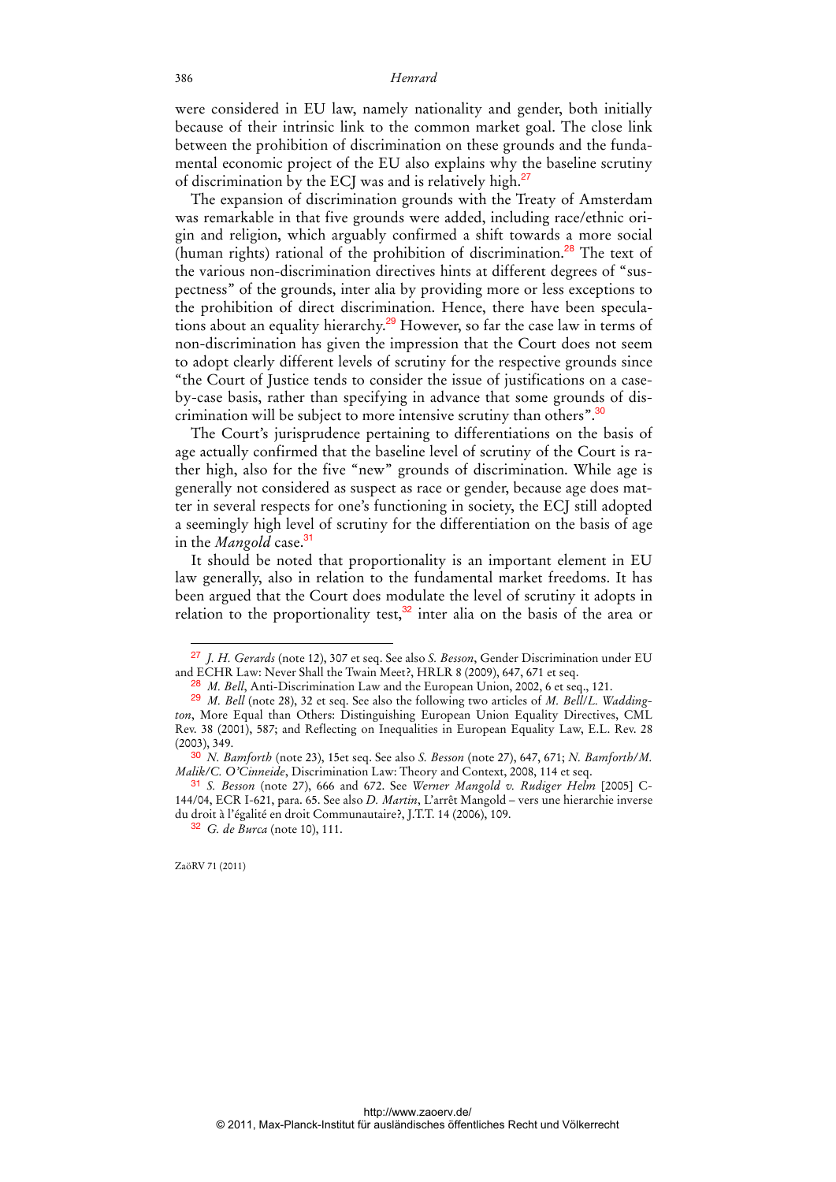were considered in EU law, namely nationality and gender, both initially because of their intrinsic link to the common market goal. The close link between the prohibition of discrimination on these grounds and the fundamental economic project of the EU also explains why the baseline scrutiny of discrimination by the ECJ was and is relatively high.[27]

The expansion of discrimination grounds with the Treaty of Amsterdam was remarkable in that five grounds were added, including race/ethnic origin and religion, which arguably confirmed a shift towards a more social (human rights) rational of the prohibition of discrimination.[28] The text of the various non-discrimination directives hints at different degrees of "suspectness" of the grounds, inter alia by providing more or less exceptions to the prohibition of direct discrimination. Hence, there have been speculations about an equality hierarchy.[29] However, so far the case law in terms of non-discrimination has given the impression that the Court does not seem to adopt clearly different levels of scrutiny for the respective grounds since "the Court of Justice tends to consider the issue of justifications on a case-by-case basis, rather than specifying in advance that some grounds of discrimination will be subject to more intensive scrutiny than others".[30]

The Court's jurisprudence pertaining to differentiations on the basis of age actually confirmed that the baseline level of scrutiny of the Court is rather high, also for the five "new" grounds of discrimination. While age is generally not considered as suspect as race or gender, because age does matter in several respects for one's functioning in society, the ECJ still adopted a seemingly high level of scrutiny for the differentiation on the basis of age in the *Mangold* case.[31]

It should be noted that proportionality is an important element in EU law generally, also in relation to the fundamental market freedoms. It has been argued that the Court does modulate the level of scrutiny it adopts in relation to the proportionality test,[32] inter alia on the basis of the area or

---

[27] *J. H. Gerards* (note 12), 307 et seq. See also *S. Besson*, Gender Discrimination under EU and ECHR Law: Never Shall the Twain Meet?, HRLR 8 (2009), 647, 671 et seq.

[28] *M. Bell*, Anti-Discrimination Law and the European Union, 2002, 6 et seq., 121.

[29] *M. Bell* (note 28), 32 et seq. See also the following two articles of *M. Bell/L. Waddington*, More Equal than Others: Distinguishing European Union Equality Directives, CML Rev. 38 (2001), 587; and Reflecting on Inequalities in European Equality Law, E.L. Rev. 28 (2003), 349.

[30] *N. Bamforth* (note 23), 15et seq. See also *S. Besson* (note 27), 647, 671; *N. Bamforth/M. Malik/C. O'Cinneide*, Discrimination Law: Theory and Context, 2008, 114 et seq.

[31] *S. Besson* (note 27), 666 and 672. See *Werner Mangold v. Rudiger Helm* [2005] C-144/04, ECR I-621, para. 65. See also *D. Martin*, L'arrêt Mangold – vers une hierarchie inverse du droit à l'égalité en droit Communautaire?, J.T.T. 14 (2006), 109.

[32] *G. de Burca* (note 10), 111.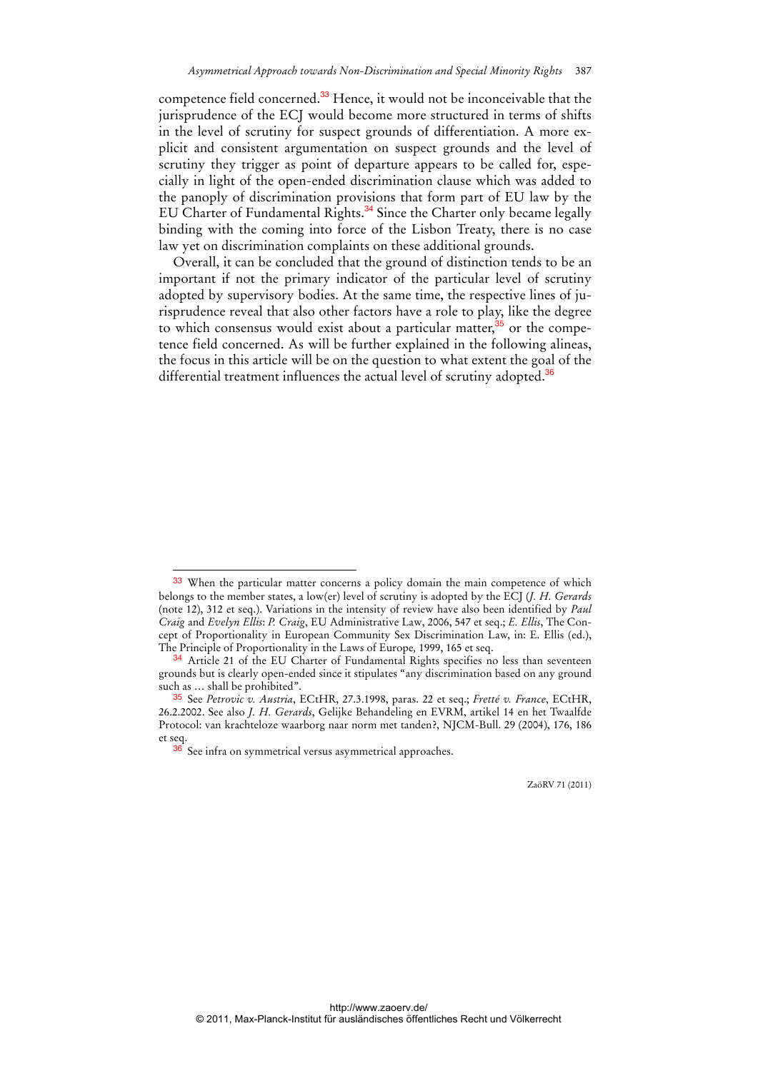competence field concerned.[33] Hence, it would not be inconceivable that the jurisprudence of the ECJ would become more structured in terms of shifts in the level of scrutiny for suspect grounds of differentiation. A more explicit and consistent argumentation on suspect grounds and the level of scrutiny they trigger as point of departure appears to be called for, especially in light of the open-ended discrimination clause which was added to the panoply of discrimination provisions that form part of EU law by the EU Charter of Fundamental Rights.[34] Since the Charter only became legally binding with the coming into force of the Lisbon Treaty, there is no case law yet on discrimination complaints on these additional grounds.

Overall, it can be concluded that the ground of distinction tends to be an important if not the primary indicator of the particular level of scrutiny adopted by supervisory bodies. At the same time, the respective lines of jurisprudence reveal that also other factors have a role to play, like the degree to which consensus would exist about a particular matter,[35] or the competence field concerned. As will be further explained in the following alineas, the focus in this article will be on the question to what extent the goal of the differential treatment influences the actual level of scrutiny adopted.[36]

---

[33] When the particular matter concerns a policy domain the main competence of which belongs to the member states, a low(er) level of scrutiny is adopted by the ECJ (*J. H. Gerards* (note 12), 312 et seq.). Variations in the intensity of review have also been identified by *Paul Craig* and *Evelyn Ellis*: *P. Craig*, EU Administrative Law, 2006, 547 et seq.; *E. Ellis*, The Concept of Proportionality in European Community Sex Discrimination Law, in: E. Ellis (ed.), The Principle of Proportionality in the Laws of Europe, 1999, 165 et seq.

[34] Article 21 of the EU Charter of Fundamental Rights specifies no less than seventeen grounds but is clearly open-ended since it stipulates "any discrimination based on any ground such as … shall be prohibited".

[35] See *Petrovic v. Austria*, ECtHR, 27.3.1998, paras. 22 et seq.; *Fretté v. France*, ECtHR, 26.2.2002. See also *J. H. Gerards*, Gelijke Behandeling en EVRM, artikel 14 en het Twaalfde Protocol: van krachteloze waarborg naar norm met tanden?, NJCM-Bull. 29 (2004), 176, 186 et seq.

[36] See infra on symmetrical versus asymmetrical approaches.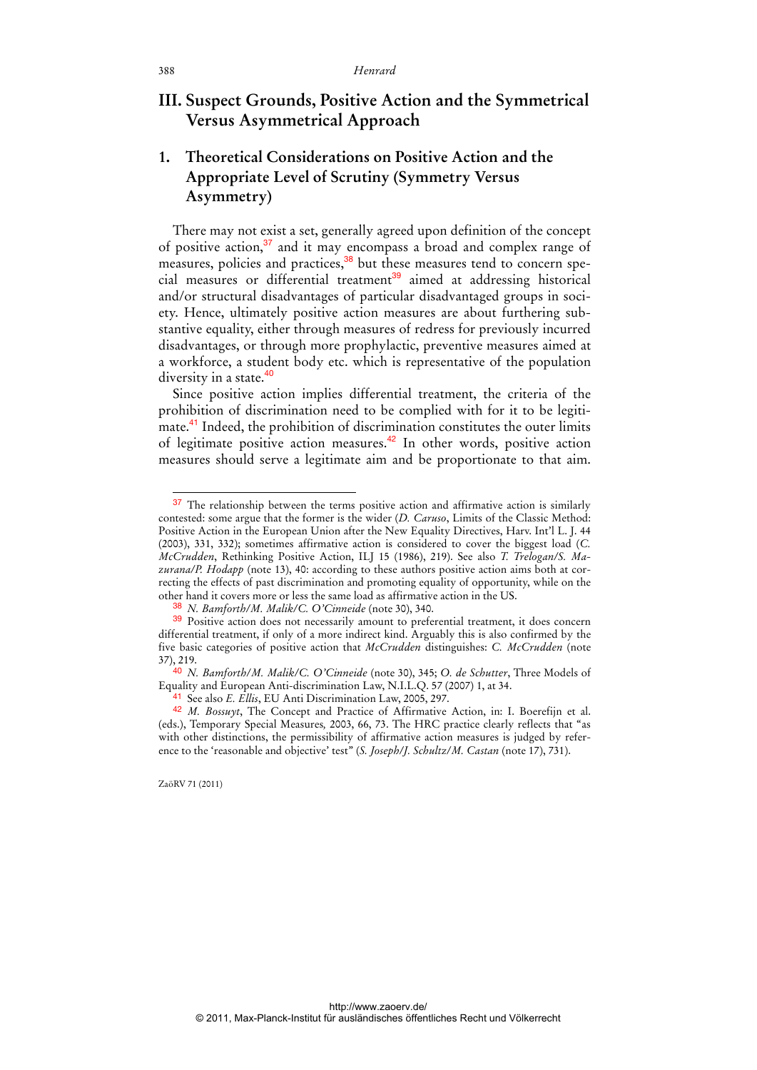## III. Suspect Grounds, Positive Action and the Symmetrical Versus Asymmetrical Approach

### 1. Theoretical Considerations on Positive Action and the Appropriate Level of Scrutiny (Symmetry Versus Asymmetry)

There may not exist a set, generally agreed upon definition of the concept of positive action,[37] and it may encompass a broad and complex range of measures, policies and practices,[38] but these measures tend to concern special measures or differential treatment[39] aimed at addressing historical and/or structural disadvantages of particular disadvantaged groups in society. Hence, ultimately positive action measures are about furthering substantive equality, either through measures of redress for previously incurred disadvantages, or through more prophylactic, preventive measures aimed at a workforce, a student body etc. which is representative of the population diversity in a state.[40]

Since positive action implies differential treatment, the criteria of the prohibition of discrimination need to be complied with for it to be legitimate.[41] Indeed, the prohibition of discrimination constitutes the outer limits of legitimate positive action measures.[42] In other words, positive action measures should serve a legitimate aim and be proportionate to that aim.

---

[37] The relationship between the terms positive action and affirmative action is similarly contested: some argue that the former is the wider (*D. Caruso*, Limits of the Classic Method: Positive Action in the European Union after the New Equality Directives, Harv. Int'l L. J. 44 (2003), 331, 332); sometimes affirmative action is considered to cover the biggest load (*C. McCrudden*, Rethinking Positive Action, ILJ 15 (1986), 219). See also *T. Trelogan/S. Mazurana/P. Hodapp* (note 13), 40: according to these authors positive action aims both at correcting the effects of past discrimination and promoting equality of opportunity, while on the other hand it covers more or less the same load as affirmative action in the US.

[38] *N. Bamforth/M. Malik/C. O'Cinneide* (note 30), 340.

[39] Positive action does not necessarily amount to preferential treatment, it does concern differential treatment, if only of a more indirect kind. Arguably this is also confirmed by the five basic categories of positive action that *McCrudden* distinguishes: *C. McCrudden* (note 37), 219.

[40] *N. Bamforth/M. Malik/C. O'Cinneide* (note 30), 345; *O. de Schutter*, Three Models of Equality and European Anti-discrimination Law, N.I.L.Q. 57 (2007) 1, at 34.

[41] See also *E. Ellis*, EU Anti Discrimination Law, 2005, 297.

[42] *M. Bossuyt*, The Concept and Practice of Affirmative Action, in: I. Boerefijn et al. (eds.), Temporary Special Measures, 2003, 66, 73. The HRC practice clearly reflects that "as with other distinctions, the permissibility of affirmative action measures is judged by reference to the 'reasonable and objective' test" (*S. Joseph/J. Schultz/M. Castan* (note 17), 731).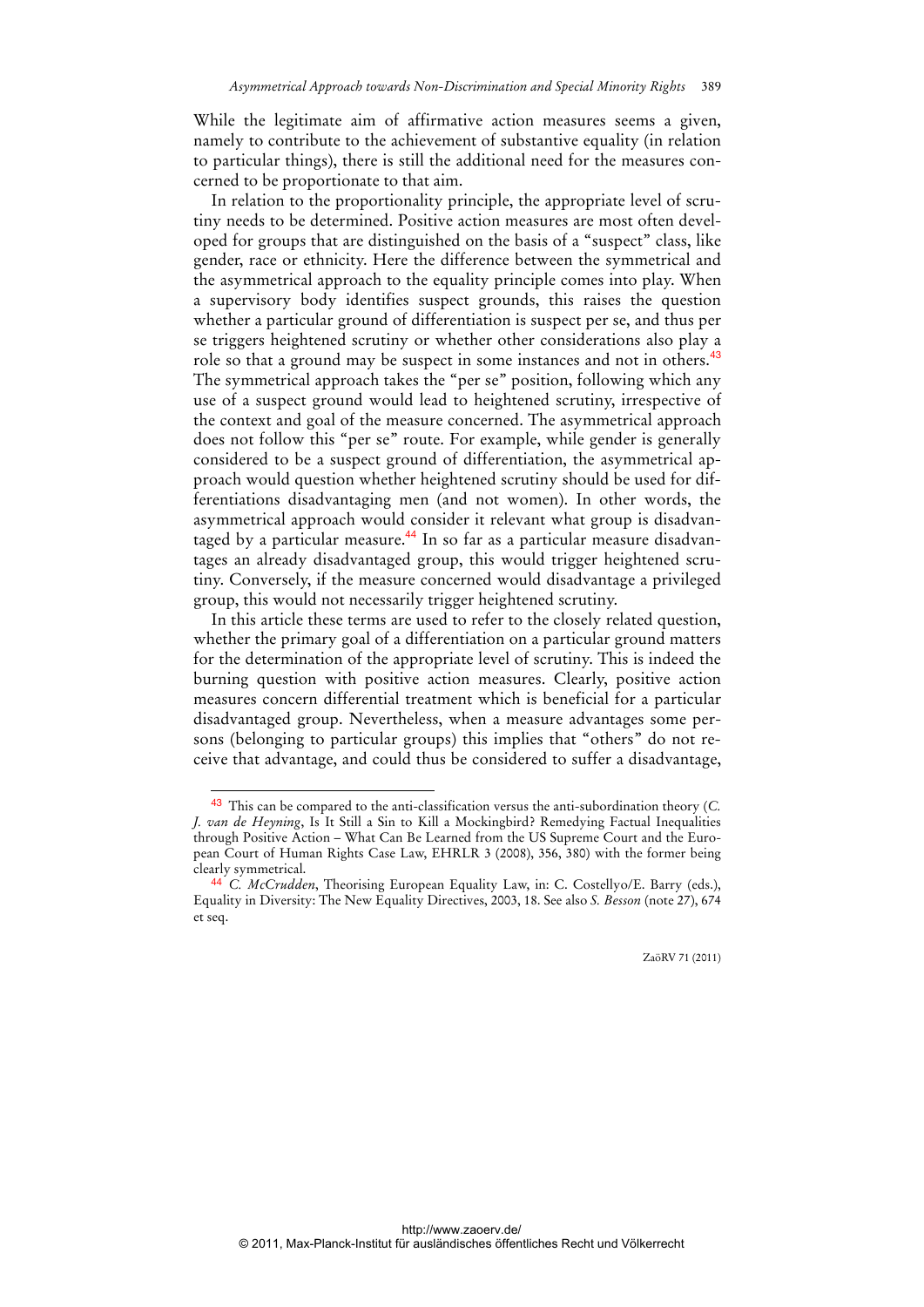While the legitimate aim of affirmative action measures seems a given, namely to contribute to the achievement of substantive equality (in relation to particular things), there is still the additional need for the measures concerned to be proportionate to that aim.

In relation to the proportionality principle, the appropriate level of scrutiny needs to be determined. Positive action measures are most often developed for groups that are distinguished on the basis of a "suspect" class, like gender, race or ethnicity. Here the difference between the symmetrical and the asymmetrical approach to the equality principle comes into play. When a supervisory body identifies suspect grounds, this raises the question whether a particular ground of differentiation is suspect per se, and thus per se triggers heightened scrutiny or whether other considerations also play a role so that a ground may be suspect in some instances and not in others.[43] The symmetrical approach takes the "per se" position, following which any use of a suspect ground would lead to heightened scrutiny, irrespective of the context and goal of the measure concerned. The asymmetrical approach does not follow this "per se" route. For example, while gender is generally considered to be a suspect ground of differentiation, the asymmetrical approach would question whether heightened scrutiny should be used for differentiations disadvantaging men (and not women). In other words, the asymmetrical approach would consider it relevant what group is disadvantaged by a particular measure.[44] In so far as a particular measure disadvantages an already disadvantaged group, this would trigger heightened scrutiny. Conversely, if the measure concerned would disadvantage a privileged group, this would not necessarily trigger heightened scrutiny.

In this article these terms are used to refer to the closely related question, whether the primary goal of a differentiation on a particular ground matters for the determination of the appropriate level of scrutiny. This is indeed the burning question with positive action measures. Clearly, positive action measures concern differential treatment which is beneficial for a particular disadvantaged group. Nevertheless, when a measure advantages some persons (belonging to particular groups) this implies that "others" do not receive that advantage, and could thus be considered to suffer a disadvantage,

---

[43] This can be compared to the anti-classification versus the anti-subordination theory (*C. J. van de Heyning*, Is It Still a Sin to Kill a Mockingbird? Remedying Factual Inequalities through Positive Action – What Can Be Learned from the US Supreme Court and the European Court of Human Rights Case Law, EHRLR 3 (2008), 356, 380) with the former being clearly symmetrical.

[44] *C. McCrudden*, Theorising European Equality Law, in: C. Costellyo/E. Barry (eds.), Equality in Diversity: The New Equality Directives, 2003, 18. See also *S. Besson* (note 27), 674 et seq.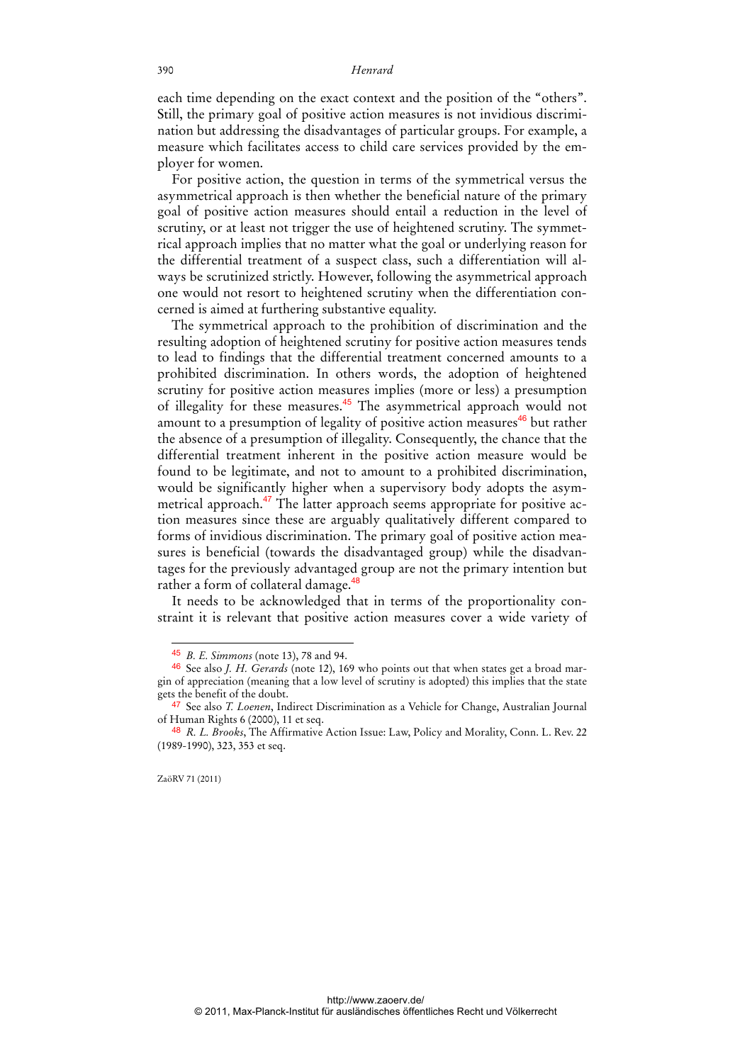each time depending on the exact context and the position of the "others". Still, the primary goal of positive action measures is not invidious discrimination but addressing the disadvantages of particular groups. For example, a measure which facilitates access to child care services provided by the employer for women.

For positive action, the question in terms of the symmetrical versus the asymmetrical approach is then whether the beneficial nature of the primary goal of positive action measures should entail a reduction in the level of scrutiny, or at least not trigger the use of heightened scrutiny. The symmetrical approach implies that no matter what the goal or underlying reason for the differential treatment of a suspect class, such a differentiation will always be scrutinized strictly. However, following the asymmetrical approach one would not resort to heightened scrutiny when the differentiation concerned is aimed at furthering substantive equality.

The symmetrical approach to the prohibition of discrimination and the resulting adoption of heightened scrutiny for positive action measures tends to lead to findings that the differential treatment concerned amounts to a prohibited discrimination. In others words, the adoption of heightened scrutiny for positive action measures implies (more or less) a presumption of illegality for these measures.[45] The asymmetrical approach would not amount to a presumption of legality of positive action measures[46] but rather the absence of a presumption of illegality. Consequently, the chance that the differential treatment inherent in the positive action measure would be found to be legitimate, and not to amount to a prohibited discrimination, would be significantly higher when a supervisory body adopts the asymmetrical approach.[47] The latter approach seems appropriate for positive action measures since these are arguably qualitatively different compared to forms of invidious discrimination. The primary goal of positive action measures is beneficial (towards the disadvantaged group) while the disadvantages for the previously advantaged group are not the primary intention but rather a form of collateral damage.[48]

It needs to be acknowledged that in terms of the proportionality constraint it is relevant that positive action measures cover a wide variety of

---

[45] *B. E. Simmons* (note 13), 78 and 94.

[46] See also *J. H. Gerards* (note 12), 169 who points out that when states get a broad margin of appreciation (meaning that a low level of scrutiny is adopted) this implies that the state gets the benefit of the doubt.

[47] See also *T. Loenen*, Indirect Discrimination as a Vehicle for Change, Australian Journal of Human Rights 6 (2000), 11 et seq.

[48] *R. L. Brooks*, The Affirmative Action Issue: Law, Policy and Morality, Conn. L. Rev. 22 (1989-1990), 323, 353 et seq.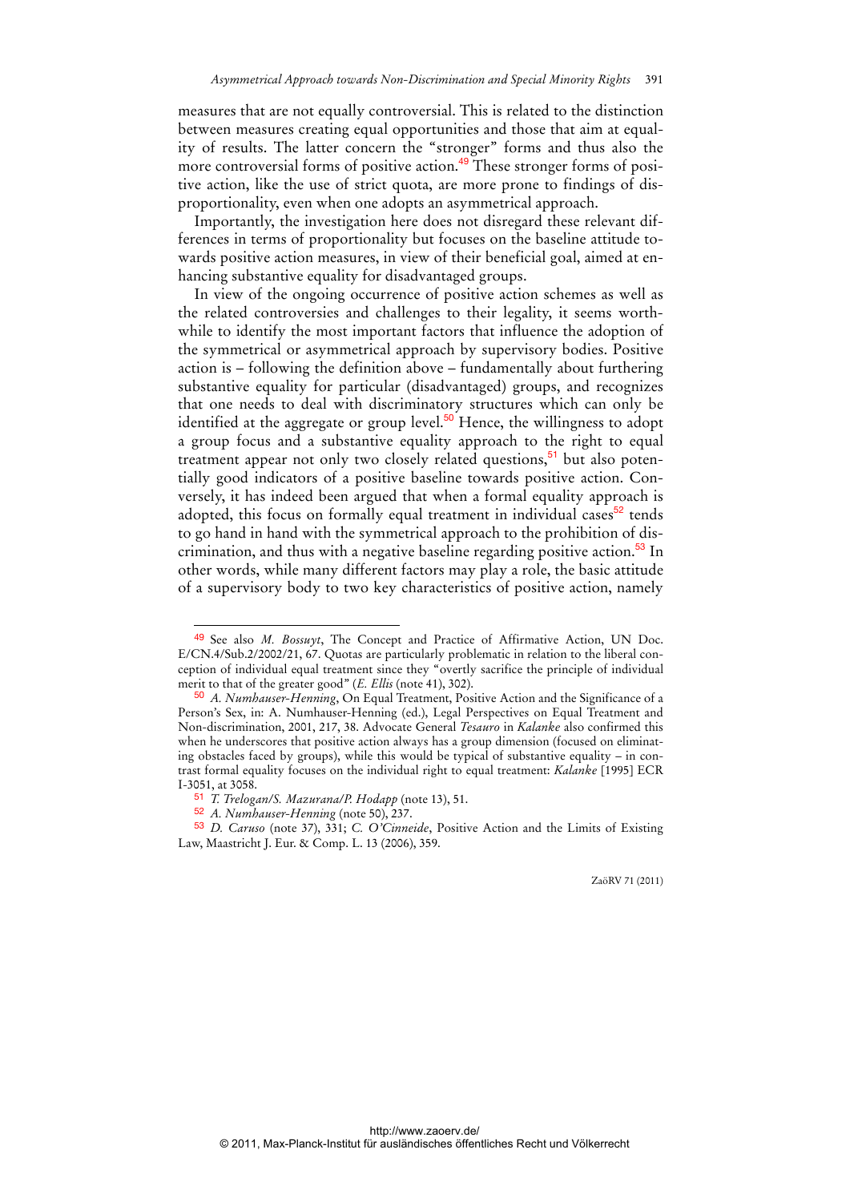measures that are not equally controversial. This is related to the distinction between measures creating equal opportunities and those that aim at equality of results. The latter concern the "stronger" forms and thus also the more controversial forms of positive action.[49] These stronger forms of positive action, like the use of strict quota, are more prone to findings of disproportionality, even when one adopts an asymmetrical approach.

Importantly, the investigation here does not disregard these relevant differences in terms of proportionality but focuses on the baseline attitude towards positive action measures, in view of their beneficial goal, aimed at enhancing substantive equality for disadvantaged groups.

In view of the ongoing occurrence of positive action schemes as well as the related controversies and challenges to their legality, it seems worthwhile to identify the most important factors that influence the adoption of the symmetrical or asymmetrical approach by supervisory bodies. Positive action is – following the definition above – fundamentally about furthering substantive equality for particular (disadvantaged) groups, and recognizes that one needs to deal with discriminatory structures which can only be identified at the aggregate or group level.[50] Hence, the willingness to adopt a group focus and a substantive equality approach to the right to equal treatment appear not only two closely related questions,[51] but also potentially good indicators of a positive baseline towards positive action. Conversely, it has indeed been argued that when a formal equality approach is adopted, this focus on formally equal treatment in individual cases[52] tends to go hand in hand with the symmetrical approach to the prohibition of discrimination, and thus with a negative baseline regarding positive action.[53] In other words, while many different factors may play a role, the basic attitude of a supervisory body to two key characteristics of positive action, namely

---

[49] See also *M. Bossuyt*, The Concept and Practice of Affirmative Action, UN Doc. E/CN.4/Sub.2/2002/21, 67. Quotas are particularly problematic in relation to the liberal conception of individual equal treatment since they "overtly sacrifice the principle of individual merit to that of the greater good" (*E. Ellis* (note 41), 302).

[50] *A. Numhauser-Henning*, On Equal Treatment, Positive Action and the Significance of a Person's Sex, in: A. Numhauser-Henning (ed.), Legal Perspectives on Equal Treatment and Non-discrimination, 2001, 217, 38. Advocate General *Tesauro* in *Kalanke* also confirmed this when he underscores that positive action always has a group dimension (focused on eliminating obstacles faced by groups), while this would be typical of substantive equality – in contrast formal equality focuses on the individual right to equal treatment: *Kalanke* [1995] ECR I-3051, at 3058.

[51] *T. Trelogan/S. Mazurana/P. Hodapp* (note 13), 51.

[52] *A. Numhauser-Henning* (note 50), 237.

[53] *D. Caruso* (note 37), 331; *C. O'Cinneide*, Positive Action and the Limits of Existing Law, Maastricht J. Eur. & Comp. L. 13 (2006), 359.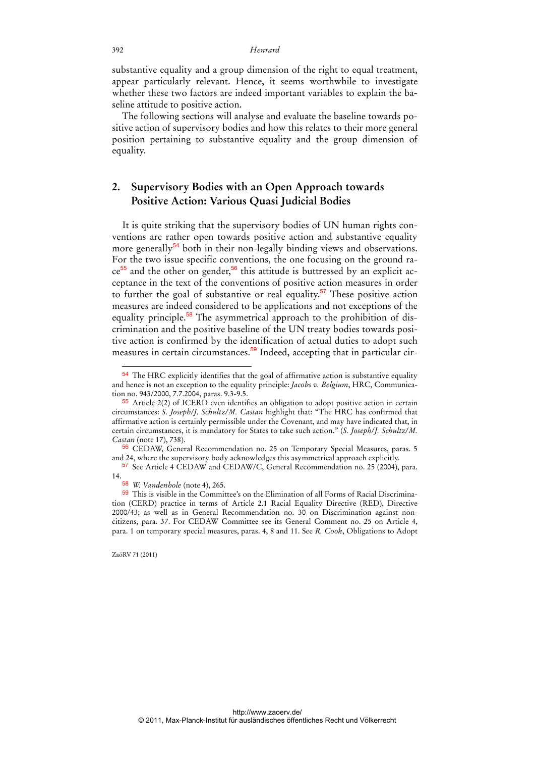substantive equality and a group dimension of the right to equal treatment, appear particularly relevant. Hence, it seems worthwhile to investigate whether these two factors are indeed important variables to explain the baseline attitude to positive action.

The following sections will analyse and evaluate the baseline towards positive action of supervisory bodies and how this relates to their more general position pertaining to substantive equality and the group dimension of equality.

## 2. Supervisory Bodies with an Open Approach towards Positive Action: Various Quasi Judicial Bodies

It is quite striking that the supervisory bodies of UN human rights conventions are rather open towards positive action and substantive equality more generally[54] both in their non-legally binding views and observations. For the two issue specific conventions, the one focusing on the ground race[55] and the other on gender,[56] this attitude is buttressed by an explicit acceptance in the text of the conventions of positive action measures in order to further the goal of substantive or real equality.[57] These positive action measures are indeed considered to be applications and not exceptions of the equality principle.[58] The asymmetrical approach to the prohibition of discrimination and the positive baseline of the UN treaty bodies towards positive action is confirmed by the identification of actual duties to adopt such measures in certain circumstances.[59] Indeed, accepting that in particular cir-

---

[54] The HRC explicitly identifies that the goal of affirmative action is substantive equality and hence is not an exception to the equality principle: *Jacobs v. Belgium*, HRC, Communication no. 943/2000, 7.7.2004, paras. 9.3-9.5.

[55] Article 2(2) of ICERD even identifies an obligation to adopt positive action in certain circumstances: *S. Joseph/J. Schultz/M. Castan* highlight that: "The HRC has confirmed that affirmative action is certainly permissible under the Covenant, and may have indicated that, in certain circumstances, it is mandatory for States to take such action." (*S. Joseph/J. Schultz/M. Castan* (note 17), 738).

[56] CEDAW, General Recommendation no. 25 on Temporary Special Measures, paras. 5 and 24, where the supervisory body acknowledges this asymmetrical approach explicitly.

[57] See Article 4 CEDAW and CEDAW/C, General Recommendation no. 25 (2004), para. 14.

[58] *W. Vandenhole* (note 4), 265.

[59] This is visible in the Committee's on the Elimination of all Forms of Racial Discrimination (CERD) practice in terms of Article 2.1 Racial Equality Directive (RED), Directive 2000/43; as well as in General Recommendation no. 30 on Discrimination against non-citizens, para. 37. For CEDAW Committee see its General Comment no. 25 on Article 4, para. 1 on temporary special measures, paras. 4, 8 and 11. See *R. Cook*, Obligations to Adopt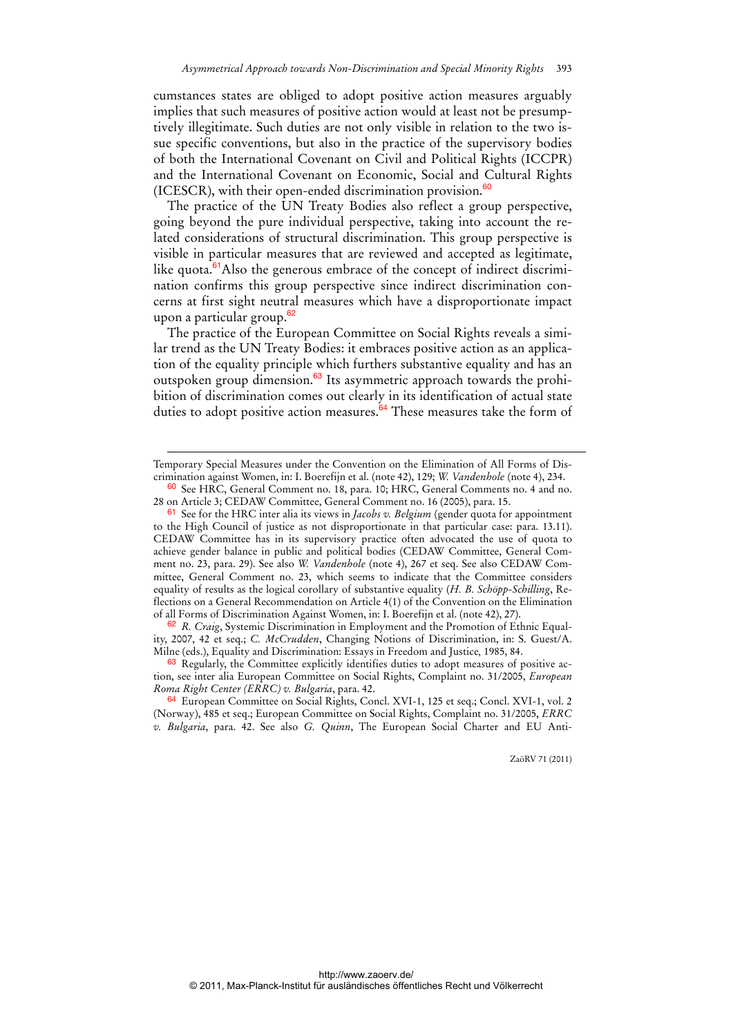cumstances states are obliged to adopt positive action measures arguably implies that such measures of positive action would at least not be presumptively illegitimate. Such duties are not only visible in relation to the two issue specific conventions, but also in the practice of the supervisory bodies of both the International Covenant on Civil and Political Rights (ICCPR) and the International Covenant on Economic, Social and Cultural Rights (ICESCR), with their open-ended discrimination provision.[60]

The practice of the UN Treaty Bodies also reflect a group perspective, going beyond the pure individual perspective, taking into account the related considerations of structural discrimination. This group perspective is visible in particular measures that are reviewed and accepted as legitimate, like quota.[61] Also the generous embrace of the concept of indirect discrimination confirms this group perspective since indirect discrimination concerns at first sight neutral measures which have a disproportionate impact upon a particular group.[62]

The practice of the European Committee on Social Rights reveals a similar trend as the UN Treaty Bodies: it embraces positive action as an application of the equality principle which furthers substantive equality and has an outspoken group dimension.[63] Its asymmetric approach towards the prohibition of discrimination comes out clearly in its identification of actual state duties to adopt positive action measures.[64] These measures take the form of

---

Temporary Special Measures under the Convention on the Elimination of All Forms of Discrimination against Women, in: I. Boerefijn et al. (note 42), 129; *W. Vandenhole* (note 4), 234.

[60] See HRC, General Comment no. 18, para. 10; HRC, General Comments no. 4 and no. 28 on Article 3; CEDAW Committee, General Comment no. 16 (2005), para. 15.

[61] See for the HRC inter alia its views in *Jacobs v. Belgium* (gender quota for appointment to the High Council of justice as not disproportionate in that particular case: para. 13.11). CEDAW Committee has in its supervisory practice often advocated the use of quota to achieve gender balance in public and political bodies (CEDAW Committee, General Comment no. 23, para. 29). See also *W. Vandenhole* (note 4), 267 et seq. See also CEDAW Committee, General Comment no. 23, which seems to indicate that the Committee considers equality of results as the logical corollary of substantive equality (*H. B. Schöpp-Schilling*, Reflections on a General Recommendation on Article 4(1) of the Convention on the Elimination of all Forms of Discrimination Against Women, in: I. Boerefijn et al. (note 42), 27).

[62] *R. Craig*, Systemic Discrimination in Employment and the Promotion of Ethnic Equality, 2007, 42 et seq.; *C. McCrudden*, Changing Notions of Discrimination, in: S. Guest/A. Milne (eds.), Equality and Discrimination: Essays in Freedom and Justice, 1985, 84.

[63] Regularly, the Committee explicitly identifies duties to adopt measures of positive action, see inter alia European Committee on Social Rights, Complaint no. 31/2005, *European Roma Right Center (ERRC) v. Bulgaria*, para. 42.

[64] European Committee on Social Rights, Concl. XVI-1, 125 et seq.; Concl. XVI-1, vol. 2 (Norway), 485 et seq.; European Committee on Social Rights, Complaint no. 31/2005, *ERRC v. Bulgaria*, para. 42. See also *G. Quinn*, The European Social Charter and EU Anti-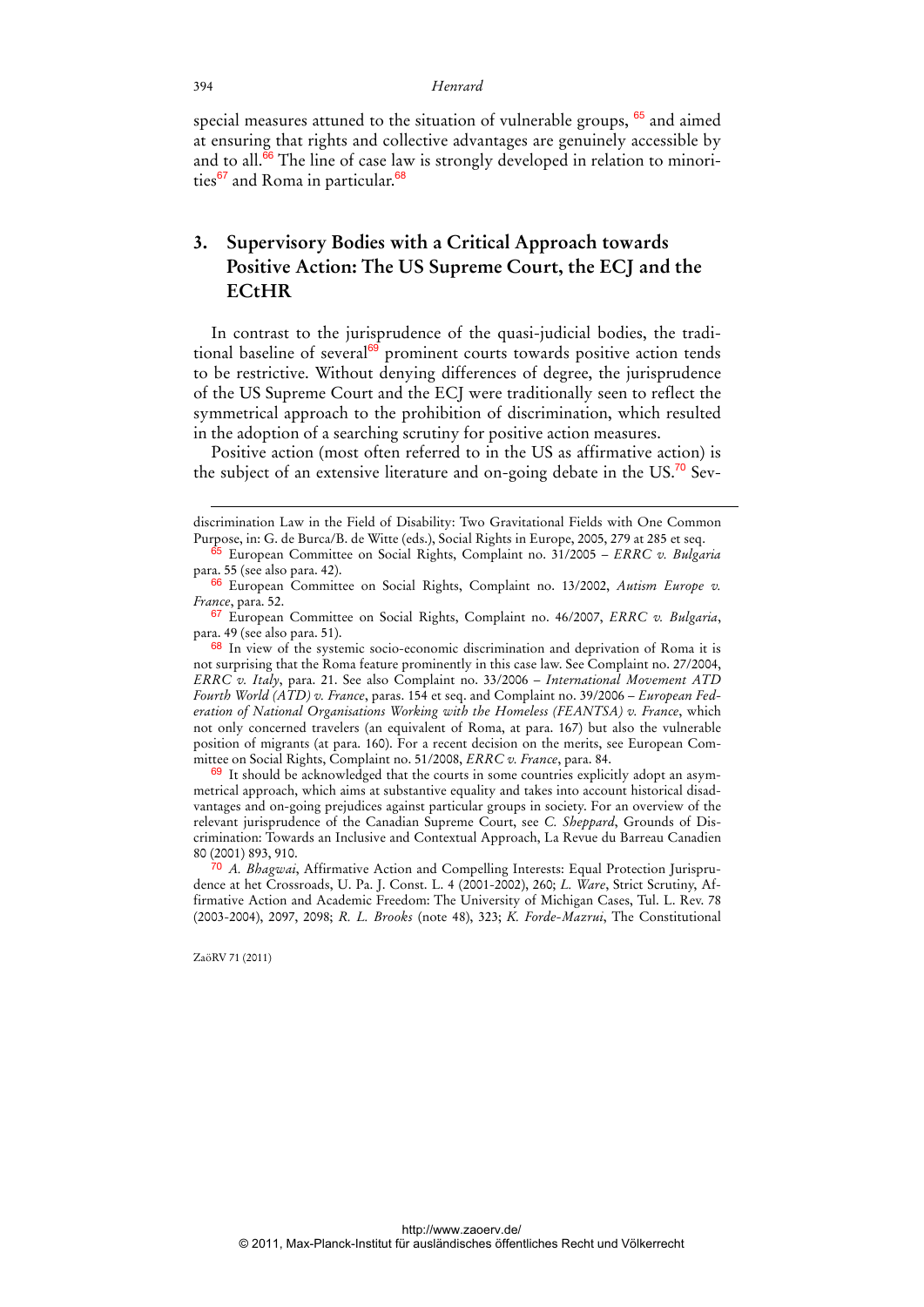special measures attuned to the situation of vulnerable groups, [65] and aimed at ensuring that rights and collective advantages are genuinely accessible by and to all.[66] The line of case law is strongly developed in relation to minorities[67] and Roma in particular.[68]

## 3. Supervisory Bodies with a Critical Approach towards Positive Action: The US Supreme Court, the ECJ and the ECtHR

In contrast to the jurisprudence of the quasi-judicial bodies, the traditional baseline of several[69] prominent courts towards positive action tends to be restrictive. Without denying differences of degree, the jurisprudence of the US Supreme Court and the ECJ were traditionally seen to reflect the symmetrical approach to the prohibition of discrimination, which resulted in the adoption of a searching scrutiny for positive action measures.

Positive action (most often referred to in the US as affirmative action) is the subject of an extensive literature and on-going debate in the US.[70] Sev-

---

discrimination Law in the Field of Disability: Two Gravitational Fields with One Common Purpose, in: G. de Burca/B. de Witte (eds.), Social Rights in Europe, 2005, 279 at 285 et seq.

[65] European Committee on Social Rights, Complaint no. 31/2005 – *ERRC v. Bulgaria* para. 55 (see also para. 42).

[66] European Committee on Social Rights, Complaint no. 13/2002, *Autism Europe v. France*, para. 52.

[67] European Committee on Social Rights, Complaint no. 46/2007, *ERRC v. Bulgaria*, para. 49 (see also para. 51).

[68] In view of the systemic socio-economic discrimination and deprivation of Roma it is not surprising that the Roma feature prominently in this case law. See Complaint no. 27/2004, *ERRC v. Italy*, para. 21. See also Complaint no. 33/2006 – *International Movement ATD Fourth World (ATD) v. France*, paras. 154 et seq. and Complaint no. 39/2006 – *European Federation of National Organisations Working with the Homeless (FEANTSA) v. France*, which not only concerned travelers (an equivalent of Roma, at para. 167) but also the vulnerable position of migrants (at para. 160). For a recent decision on the merits, see European Committee on Social Rights, Complaint no. 51/2008, *ERRC v. France*, para. 84.

[69] It should be acknowledged that the courts in some countries explicitly adopt an asymmetrical approach, which aims at substantive equality and takes into account historical disadvantages and on-going prejudices against particular groups in society. For an overview of the relevant jurisprudence of the Canadian Supreme Court, see *C. Sheppard*, Grounds of Discrimination: Towards an Inclusive and Contextual Approach, La Revue du Barreau Canadien 80 (2001) 893, 910.

[70] *A. Bhagwai*, Affirmative Action and Compelling Interests: Equal Protection Jurisprudence at het Crossroads, U. Pa. J. Const. L. 4 (2001-2002), 260; *L. Ware*, Strict Scrutiny, Affirmative Action and Academic Freedom: The University of Michigan Cases, Tul. L. Rev. 78 (2003-2004), 2097, 2098; *R. L. Brooks* (note 48), 323; *K. Forde-Mazrui*, The Constitutional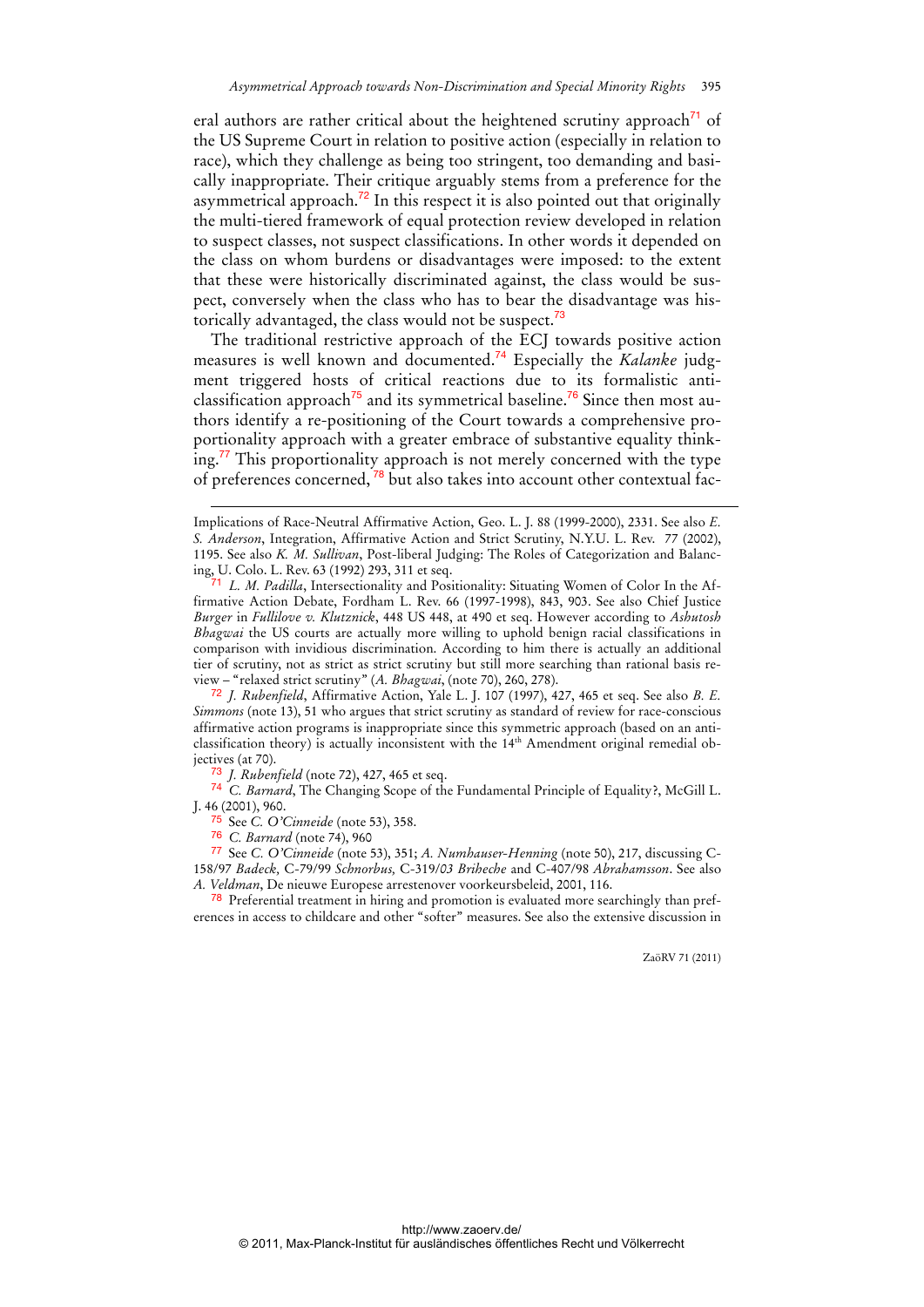eral authors are rather critical about the heightened scrutiny approach[71] of the US Supreme Court in relation to positive action (especially in relation to race), which they challenge as being too stringent, too demanding and basically inappropriate. Their critique arguably stems from a preference for the asymmetrical approach.[72] In this respect it is also pointed out that originally the multi-tiered framework of equal protection review developed in relation to suspect classes, not suspect classifications. In other words it depended on the class on whom burdens or disadvantages were imposed: to the extent that these were historically discriminated against, the class would be suspect, conversely when the class who has to bear the disadvantage was historically advantaged, the class would not be suspect.[73]

The traditional restrictive approach of the ECJ towards positive action measures is well known and documented.[74] Especially the *Kalanke* judgment triggered hosts of critical reactions due to its formalistic anti-classification approach[75] and its symmetrical baseline.[76] Since then most authors identify a re-positioning of the Court towards a comprehensive proportionality approach with a greater embrace of substantive equality thinking.[77] This proportionality approach is not merely concerned with the type of preferences concerned, [78] but also takes into account other contextual fac-

---

Implications of Race-Neutral Affirmative Action, Geo. L. J. 88 (1999-2000), 2331. See also *E. S. Anderson*, Integration, Affirmative Action and Strict Scrutiny, N.Y.U. L. Rev. 77 (2002), 1195. See also *K. M. Sullivan*, Post-liberal Judging: The Roles of Categorization and Balancing, U. Colo. L. Rev. 63 (1992) 293, 311 et seq.

[71] *L. M. Padilla*, Intersectionality and Positionality: Situating Women of Color In the Affirmative Action Debate, Fordham L. Rev. 66 (1997-1998), 843, 903. See also Chief Justice *Burger* in *Fullilove v. Klutznick*, 448 US 448, at 490 et seq. However according to *Ashutosh Bhagwai* the US courts are actually more willing to uphold benign racial classifications in comparison with invidious discrimination. According to him there is actually an additional tier of scrutiny, not as strict as strict scrutiny but still more searching than rational basis review – "relaxed strict scrutiny" (*A. Bhagwai*, (note 70), 260, 278).

[72] *J. Rubenfield*, Affirmative Action, Yale L. J. 107 (1997), 427, 465 et seq. See also *B. E. Simmons* (note 13), 51 who argues that strict scrutiny as standard of review for race-conscious affirmative action programs is inappropriate since this symmetric approach (based on an anti-classification theory) is actually inconsistent with the 14th Amendment original remedial objectives (at 70).

[73] *J. Rubenfield* (note 72), 427, 465 et seq.

[74] *C. Barnard*, The Changing Scope of the Fundamental Principle of Equality?, McGill L. J. 46 (2001), 960.

[75] See *C. O'Cinneide* (note 53), 358.

[76] *C. Barnard* (note 74), 960

[77] See *C. O'Cinneide* (note 53), 351; *A. Numhauser-Henning* (note 50), 217, discussing C-158/97 *Badeck,* C-79/99 *Schnorbus,* C-319/03 *Briheche* and C-407/98 *Abrahamsson*. See also *A. Veldman*, De nieuwe Europese arrestenover voorkeursbeleid, 2001, 116.

[78] Preferential treatment in hiring and promotion is evaluated more searchingly than preferences in access to childcare and other "softer" measures. See also the extensive discussion in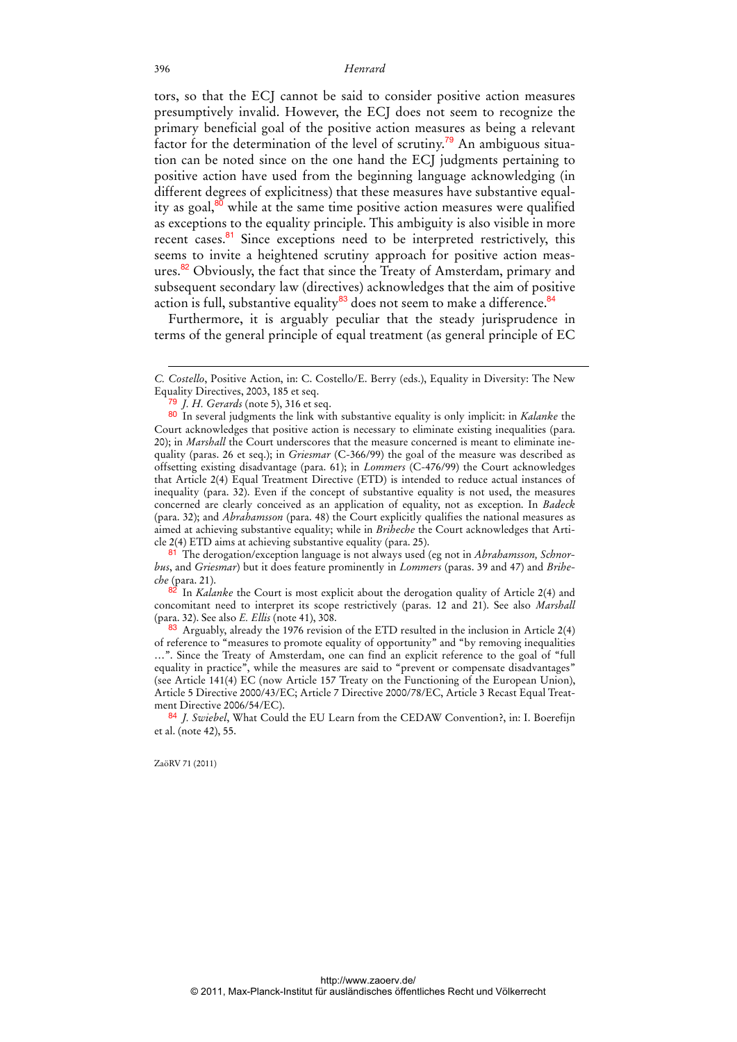tors, so that the ECJ cannot be said to consider positive action measures presumptively invalid. However, the ECJ does not seem to recognize the primary beneficial goal of the positive action measures as being a relevant factor for the determination of the level of scrutiny.[79] An ambiguous situation can be noted since on the one hand the ECJ judgments pertaining to positive action have used from the beginning language acknowledging (in different degrees of explicitness) that these measures have substantive equality as goal,[80] while at the same time positive action measures were qualified as exceptions to the equality principle. This ambiguity is also visible in more recent cases.[81] Since exceptions need to be interpreted restrictively, this seems to invite a heightened scrutiny approach for positive action measures.[82] Obviously, the fact that since the Treaty of Amsterdam, primary and subsequent secondary law (directives) acknowledges that the aim of positive action is full, substantive equality[83] does not seem to make a difference.[84]

Furthermore, it is arguably peculiar that the steady jurisprudence in terms of the general principle of equal treatment (as general principle of EC

---

*C. Costello*, Positive Action, in: C. Costello/E. Berry (eds.), Equality in Diversity: The New Equality Directives, 2003, 185 et seq.

[79] *J. H. Gerards* (note 5), 316 et seq.

[80] In several judgments the link with substantive equality is only implicit: in *Kalanke* the Court acknowledges that positive action is necessary to eliminate existing inequalities (para. 20); in *Marshall* the Court underscores that the measure concerned is meant to eliminate inequality (paras. 26 et seq.); in *Griesmar* (C-366/99) the goal of the measure was described as offsetting existing disadvantage (para. 61); in *Lommers* (C-476/99) the Court acknowledges that Article 2(4) Equal Treatment Directive (ETD) is intended to reduce actual instances of inequality (para. 32). Even if the concept of substantive equality is not used, the measures concerned are clearly conceived as an application of equality, not as exception. In *Badeck* (para. 32); and *Abrahamsson* (para. 48) the Court explicitly qualifies the national measures as aimed at achieving substantive equality; while in *Briheche* the Court acknowledges that Article 2(4) ETD aims at achieving substantive equality (para. 25).

[81] The derogation/exception language is not always used (eg not in *Abrahamsson, Schnorbus*, and *Griesmar*) but it does feature prominently in *Lommers* (paras. 39 and 47) and *Briheche* (para. 21).

[82] In *Kalanke* the Court is most explicit about the derogation quality of Article 2(4) and concomitant need to interpret its scope restrictively (paras. 12 and 21). See also *Marshall* (para. 32). See also *E. Ellis* (note 41), 308.

[83] Arguably, already the 1976 revision of the ETD resulted in the inclusion in Article 2(4) of reference to "measures to promote equality of opportunity" and "by removing inequalities …". Since the Treaty of Amsterdam, one can find an explicit reference to the goal of "full equality in practice", while the measures are said to "prevent or compensate disadvantages" (see Article 141(4) EC (now Article 157 Treaty on the Functioning of the European Union), Article 5 Directive 2000/43/EC; Article 7 Directive 2000/78/EC, Article 3 Recast Equal Treatment Directive 2006/54/EC).

[84] *J. Swiebel*, What Could the EU Learn from the CEDAW Convention?, in: I. Boerefijn et al. (note 42), 55.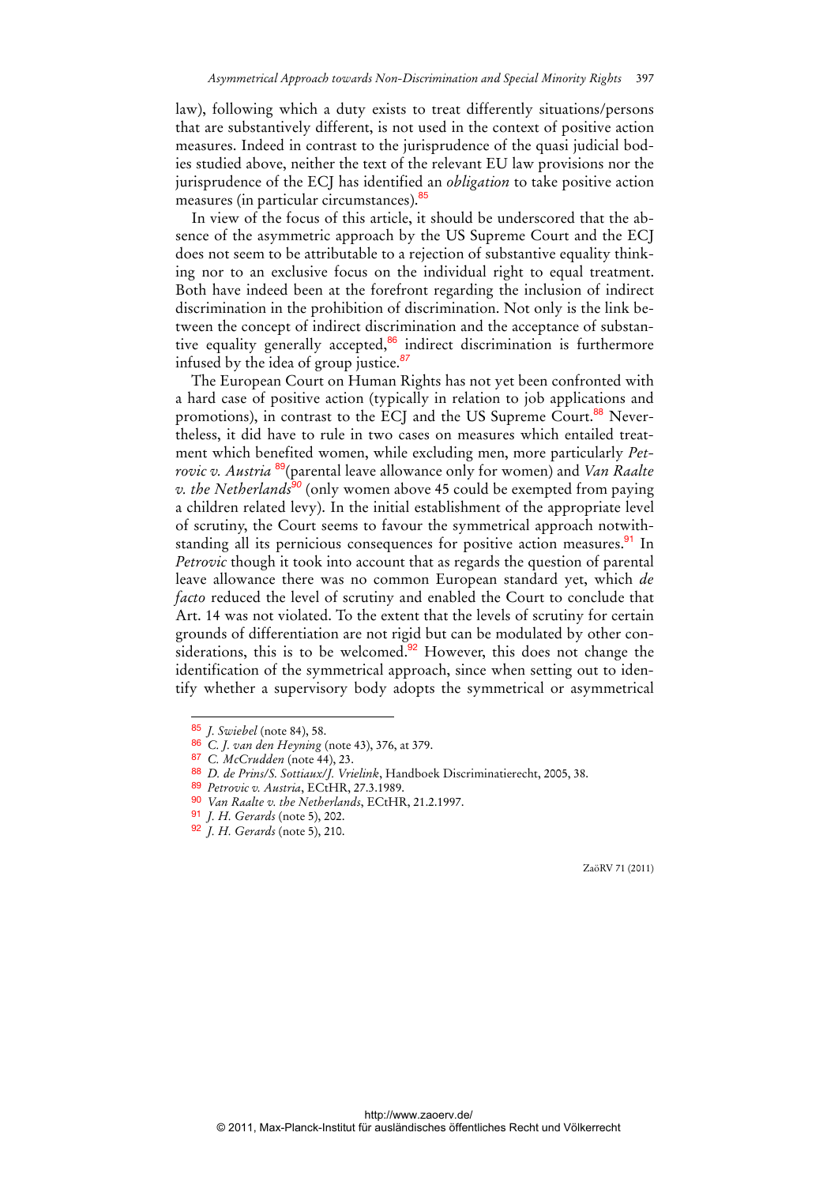law), following which a duty exists to treat differently situations/persons that are substantively different, is not used in the context of positive action measures. Indeed in contrast to the jurisprudence of the quasi judicial bodies studied above, neither the text of the relevant EU law provisions nor the jurisprudence of the ECJ has identified an *obligation* to take positive action measures (in particular circumstances).[85]

In view of the focus of this article, it should be underscored that the absence of the asymmetric approach by the US Supreme Court and the ECJ does not seem to be attributable to a rejection of substantive equality thinking nor to an exclusive focus on the individual right to equal treatment. Both have indeed been at the forefront regarding the inclusion of indirect discrimination in the prohibition of discrimination. Not only is the link between the concept of indirect discrimination and the acceptance of substantive equality generally accepted,[86] indirect discrimination is furthermore infused by the idea of group justice.[87]

The European Court on Human Rights has not yet been confronted with a hard case of positive action (typically in relation to job applications and promotions), in contrast to the ECJ and the US Supreme Court.[88] Nevertheless, it did have to rule in two cases on measures which entailed treatment which benefited women, while excluding men, more particularly *Petrovic v. Austria* [89](parental leave allowance only for women) and *Van Raalte v. the Netherlands*[90] (only women above 45 could be exempted from paying a children related levy). In the initial establishment of the appropriate level of scrutiny, the Court seems to favour the symmetrical approach notwithstanding all its pernicious consequences for positive action measures.[91] In *Petrovic* though it took into account that as regards the question of parental leave allowance there was no common European standard yet, which *de facto* reduced the level of scrutiny and enabled the Court to conclude that Art. 14 was not violated. To the extent that the levels of scrutiny for certain grounds of differentiation are not rigid but can be modulated by other considerations, this is to be welcomed.[92] However, this does not change the identification of the symmetrical approach, since when setting out to identify whether a supervisory body adopts the symmetrical or asymmetrical

---

[85] *J. Swiebel* (note 84), 58.

[86] *C. J. van den Heyning* (note 43), 376, at 379.

[87] *C. McCrudden* (note 44), 23.

[88] *D. de Prins/S. Sottiaux/J. Vrielink*, Handboek Discriminatierecht, 2005, 38.

[89] *Petrovic v. Austria*, ECtHR, 27.3.1989.

[90] *Van Raalte v. the Netherlands*, ECtHR, 21.2.1997.

[91] *J. H. Gerards* (note 5), 202.

[92] *J. H. Gerards* (note 5), 210.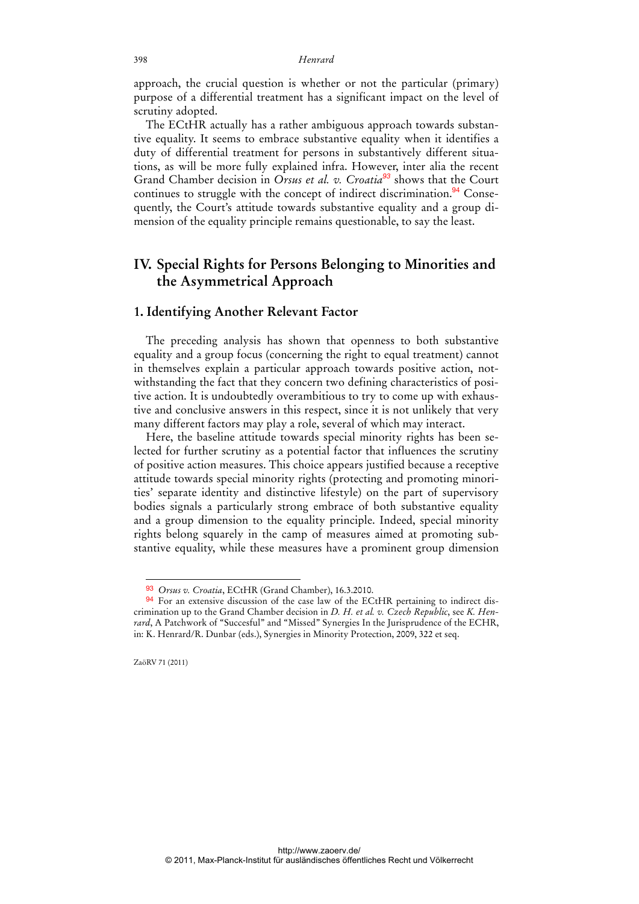approach, the crucial question is whether or not the particular (primary) purpose of a differential treatment has a significant impact on the level of scrutiny adopted.

The ECtHR actually has a rather ambiguous approach towards substantive equality. It seems to embrace substantive equality when it identifies a duty of differential treatment for persons in substantively different situations, as will be more fully explained infra. However, inter alia the recent Grand Chamber decision in *Orsus et al. v. Croatia*[93] shows that the Court continues to struggle with the concept of indirect discrimination.[94] Consequently, the Court's attitude towards substantive equality and a group dimension of the equality principle remains questionable, to say the least.

## IV. Special Rights for Persons Belonging to Minorities and the Asymmetrical Approach

### 1. Identifying Another Relevant Factor

The preceding analysis has shown that openness to both substantive equality and a group focus (concerning the right to equal treatment) cannot in themselves explain a particular approach towards positive action, notwithstanding the fact that they concern two defining characteristics of positive action. It is undoubtedly overambitious to try to come up with exhaustive and conclusive answers in this respect, since it is not unlikely that very many different factors may play a role, several of which may interact.

Here, the baseline attitude towards special minority rights has been selected for further scrutiny as a potential factor that influences the scrutiny of positive action measures. This choice appears justified because a receptive attitude towards special minority rights (protecting and promoting minorities' separate identity and distinctive lifestyle) on the part of supervisory bodies signals a particularly strong embrace of both substantive equality and a group dimension to the equality principle. Indeed, special minority rights belong squarely in the camp of measures aimed at promoting substantive equality, while these measures have a prominent group dimension

---

[93] *Orsus v. Croatia*, ECtHR (Grand Chamber), 16.3.2010.

[94] For an extensive discussion of the case law of the ECtHR pertaining to indirect discrimination up to the Grand Chamber decision in *D. H. et al. v. Czech Republic*, see *K. Henrard*, A Patchwork of "Succesful" and "Missed" Synergies In the Jurisprudence of the ECHR, in: K. Henrard/R. Dunbar (eds.), Synergies in Minority Protection, 2009, 322 et seq.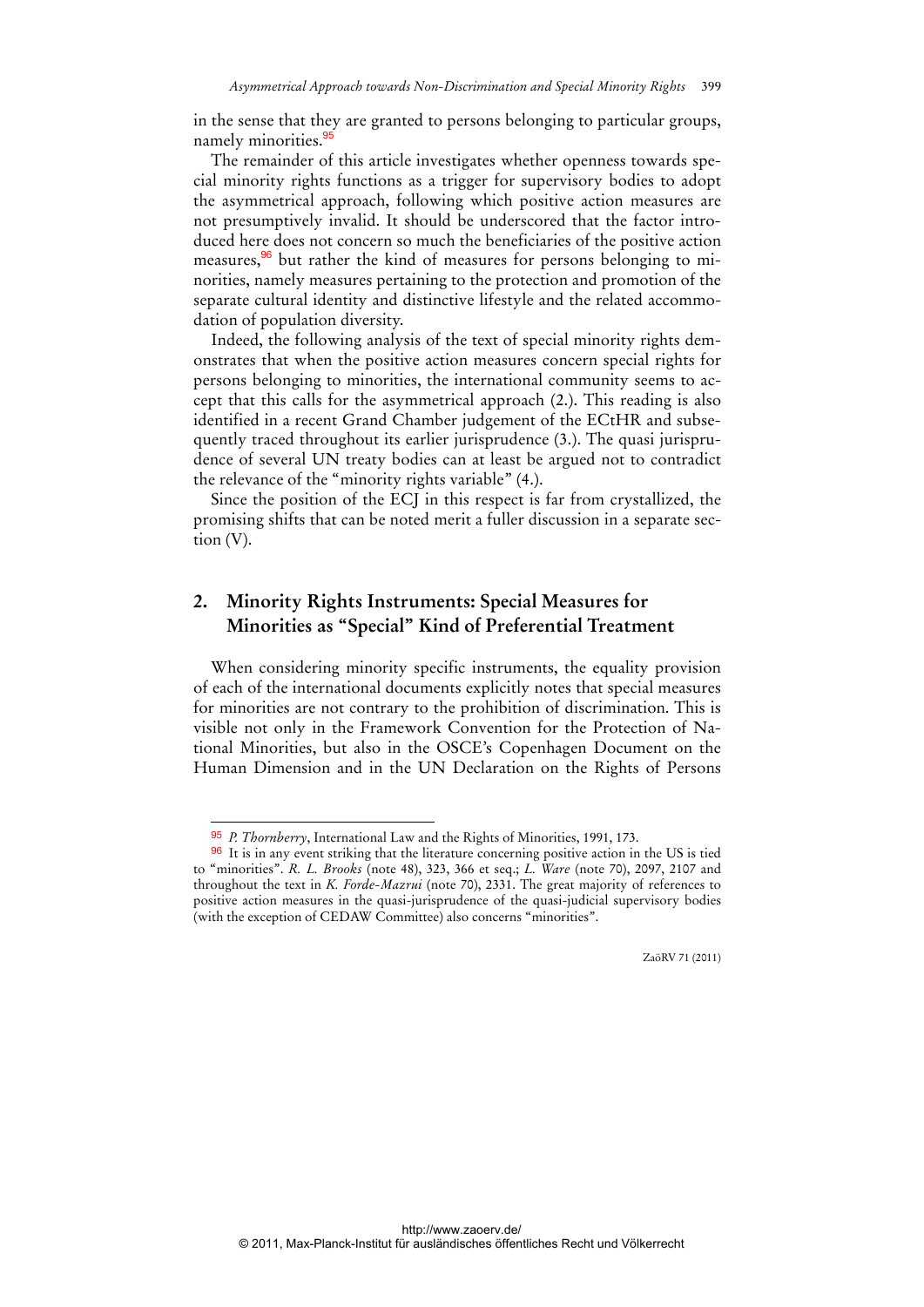in the sense that they are granted to persons belonging to particular groups, namely minorities.[95]

The remainder of this article investigates whether openness towards special minority rights functions as a trigger for supervisory bodies to adopt the asymmetrical approach, following which positive action measures are not presumptively invalid. It should be underscored that the factor introduced here does not concern so much the beneficiaries of the positive action measures,[96] but rather the kind of measures for persons belonging to minorities, namely measures pertaining to the protection and promotion of the separate cultural identity and distinctive lifestyle and the related accommodation of population diversity.

Indeed, the following analysis of the text of special minority rights demonstrates that when the positive action measures concern special rights for persons belonging to minorities, the international community seems to accept that this calls for the asymmetrical approach (2.). This reading is also identified in a recent Grand Chamber judgement of the ECtHR and subsequently traced throughout its earlier jurisprudence (3.). The quasi jurisprudence of several UN treaty bodies can at least be argued not to contradict the relevance of the "minority rights variable" (4.).

Since the position of the ECJ in this respect is far from crystallized, the promising shifts that can be noted merit a fuller discussion in a separate section (V).

## 2. Minority Rights Instruments: Special Measures for Minorities as "Special" Kind of Preferential Treatment

When considering minority specific instruments, the equality provision of each of the international documents explicitly notes that special measures for minorities are not contrary to the prohibition of discrimination. This is visible not only in the Framework Convention for the Protection of National Minorities, but also in the OSCE's Copenhagen Document on the Human Dimension and in the UN Declaration on the Rights of Persons

---

[95] *P. Thornberry*, International Law and the Rights of Minorities, 1991, 173.

[96] It is in any event striking that the literature concerning positive action in the US is tied to "minorities". *R. L. Brooks* (note 48), 323, 366 et seq.; *L. Ware* (note 70), 2097, 2107 and throughout the text in *K. Forde-Mazrui* (note 70), 2331. The great majority of references to positive action measures in the quasi-jurisprudence of the quasi-judicial supervisory bodies (with the exception of CEDAW Committee) also concerns "minorities".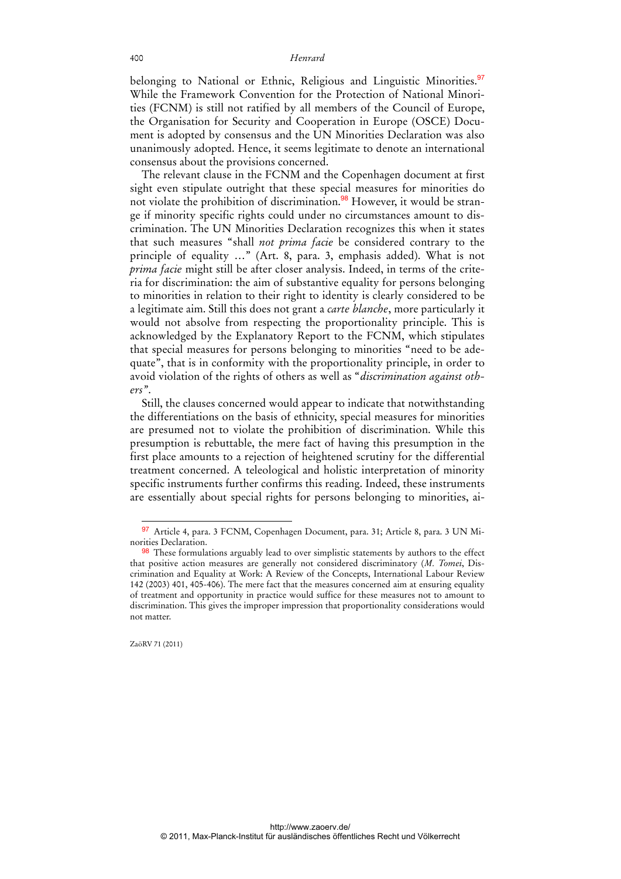belonging to National or Ethnic, Religious and Linguistic Minorities.[97] While the Framework Convention for the Protection of National Minorities (FCNM) is still not ratified by all members of the Council of Europe, the Organisation for Security and Cooperation in Europe (OSCE) Document is adopted by consensus and the UN Minorities Declaration was also unanimously adopted. Hence, it seems legitimate to denote an international consensus about the provisions concerned.

The relevant clause in the FCNM and the Copenhagen document at first sight even stipulate outright that these special measures for minorities do not violate the prohibition of discrimination.[98] However, it would be strange if minority specific rights could under no circumstances amount to discrimination. The UN Minorities Declaration recognizes this when it states that such measures "shall *not prima facie* be considered contrary to the principle of equality ..." (Art. 8, para. 3, emphasis added). What is not *prima facie* might still be after closer analysis. Indeed, in terms of the criteria for discrimination: the aim of substantive equality for persons belonging to minorities in relation to their right to identity is clearly considered to be a legitimate aim. Still this does not grant a *carte blanche*, more particularly it would not absolve from respecting the proportionality principle. This is acknowledged by the Explanatory Report to the FCNM, which stipulates that special measures for persons belonging to minorities "need to be adequate", that is in conformity with the proportionality principle, in order to avoid violation of the rights of others as well as "*discrimination against others*".

Still, the clauses concerned would appear to indicate that notwithstanding the differentiations on the basis of ethnicity, special measures for minorities are presumed not to violate the prohibition of discrimination. While this presumption is rebuttable, the mere fact of having this presumption in the first place amounts to a rejection of heightened scrutiny for the differential treatment concerned. A teleological and holistic interpretation of minority specific instruments further confirms this reading. Indeed, these instruments are essentially about special rights for persons belonging to minorities, ai-

---

[97] Article 4, para. 3 FCNM, Copenhagen Document, para. 31; Article 8, para. 3 UN Minorities Declaration.

[98] These formulations arguably lead to over simplistic statements by authors to the effect that positive action measures are generally not considered discriminatory (*M. Tomei*, Discrimination and Equality at Work: A Review of the Concepts, International Labour Review 142 (2003) 401, 405-406). The mere fact that the measures concerned aim at ensuring equality of treatment and opportunity in practice would suffice for these measures not to amount to discrimination. This gives the improper impression that proportionality considerations would not matter.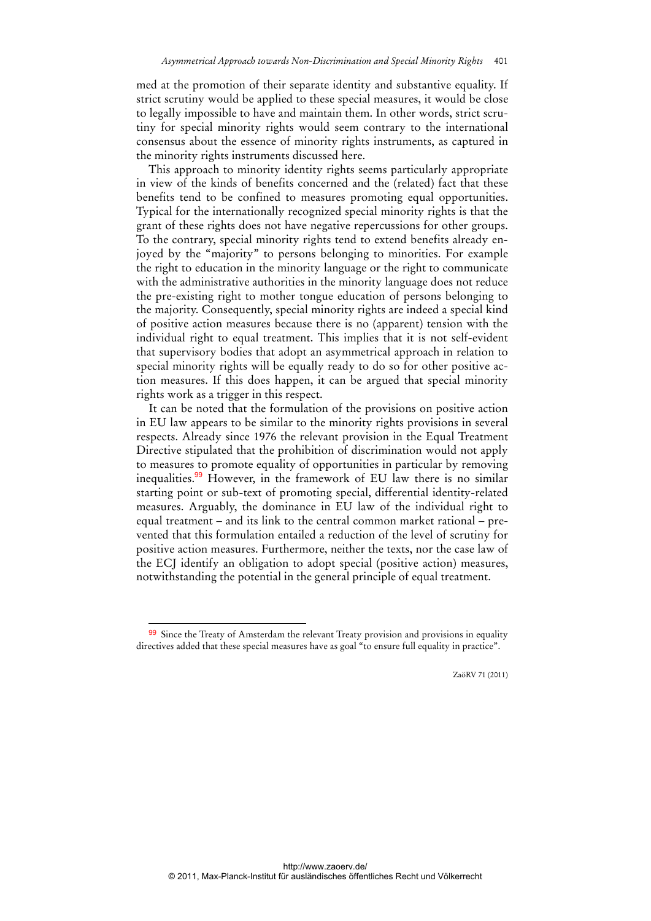med at the promotion of their separate identity and substantive equality. If strict scrutiny would be applied to these special measures, it would be close to legally impossible to have and maintain them. In other words, strict scrutiny for special minority rights would seem contrary to the international consensus about the essence of minority rights instruments, as captured in the minority rights instruments discussed here.

This approach to minority identity rights seems particularly appropriate in view of the kinds of benefits concerned and the (related) fact that these benefits tend to be confined to measures promoting equal opportunities. Typical for the internationally recognized special minority rights is that the grant of these rights does not have negative repercussions for other groups. To the contrary, special minority rights tend to extend benefits already enjoyed by the "majority" to persons belonging to minorities. For example the right to education in the minority language or the right to communicate with the administrative authorities in the minority language does not reduce the pre-existing right to mother tongue education of persons belonging to the majority. Consequently, special minority rights are indeed a special kind of positive action measures because there is no (apparent) tension with the individual right to equal treatment. This implies that it is not self-evident that supervisory bodies that adopt an asymmetrical approach in relation to special minority rights will be equally ready to do so for other positive action measures. If this does happen, it can be argued that special minority rights work as a trigger in this respect.

It can be noted that the formulation of the provisions on positive action in EU law appears to be similar to the minority rights provisions in several respects. Already since 1976 the relevant provision in the Equal Treatment Directive stipulated that the prohibition of discrimination would not apply to measures to promote equality of opportunities in particular by removing inequalities.[99] However, in the framework of EU law there is no similar starting point or sub-text of promoting special, differential identity-related measures. Arguably, the dominance in EU law of the individual right to equal treatment – and its link to the central common market rational – prevented that this formulation entailed a reduction of the level of scrutiny for positive action measures. Furthermore, neither the texts, nor the case law of the ECJ identify an obligation to adopt special (positive action) measures, notwithstanding the potential in the general principle of equal treatment.

---

[99] Since the Treaty of Amsterdam the relevant Treaty provision and provisions in equality directives added that these special measures have as goal "to ensure full equality in practice".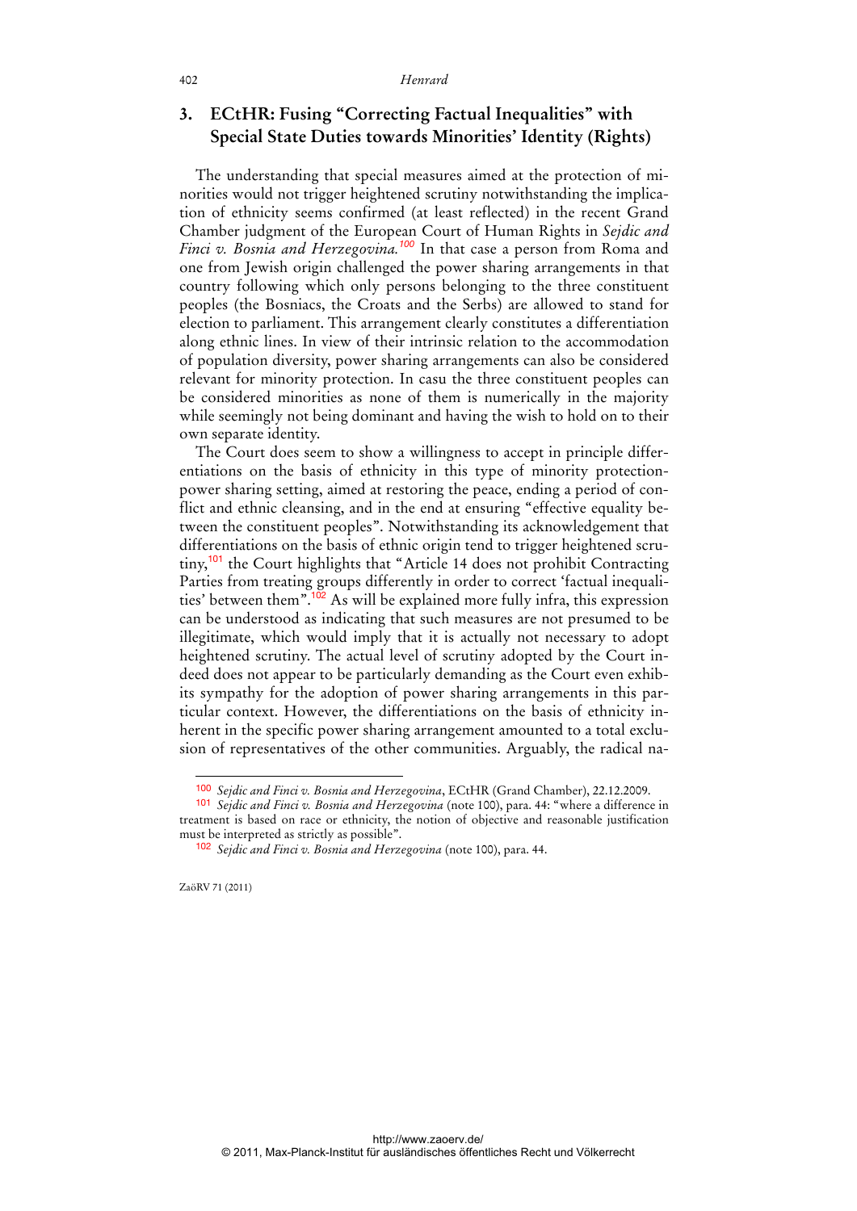## 3. ECtHR: Fusing "Correcting Factual Inequalities" with Special State Duties towards Minorities' Identity (Rights)

The understanding that special measures aimed at the protection of minorities would not trigger heightened scrutiny notwithstanding the implication of ethnicity seems confirmed (at least reflected) in the recent Grand Chamber judgment of the European Court of Human Rights in *Sejdic and Finci v. Bosnia and Herzegovina.*[100] In that case a person from Roma and one from Jewish origin challenged the power sharing arrangements in that country following which only persons belonging to the three constituent peoples (the Bosniacs, the Croats and the Serbs) are allowed to stand for election to parliament. This arrangement clearly constitutes a differentiation along ethnic lines. In view of their intrinsic relation to the accommodation of population diversity, power sharing arrangements can also be considered relevant for minority protection. In casu the three constituent peoples can be considered minorities as none of them is numerically in the majority while seemingly not being dominant and having the wish to hold on to their own separate identity.

The Court does seem to show a willingness to accept in principle differentiations on the basis of ethnicity in this type of minority protection-power sharing setting, aimed at restoring the peace, ending a period of conflict and ethnic cleansing, and in the end at ensuring "effective equality between the constituent peoples". Notwithstanding its acknowledgement that differentiations on the basis of ethnic origin tend to trigger heightened scrutiny,[101] the Court highlights that "Article 14 does not prohibit Contracting Parties from treating groups differently in order to correct 'factual inequalities' between them".[102] As will be explained more fully infra, this expression can be understood as indicating that such measures are not presumed to be illegitimate, which would imply that it is actually not necessary to adopt heightened scrutiny. The actual level of scrutiny adopted by the Court indeed does not appear to be particularly demanding as the Court even exhibits sympathy for the adoption of power sharing arrangements in this particular context. However, the differentiations on the basis of ethnicity inherent in the specific power sharing arrangement amounted to a total exclusion of representatives of the other communities. Arguably, the radical na-

[100] *Sejdic and Finci v. Bosnia and Herzegovina*, ECtHR (Grand Chamber), 22.12.2009.

[101] *Sejdic and Finci v. Bosnia and Herzegovina* (note 100), para. 44: "where a difference in treatment is based on race or ethnicity, the notion of objective and reasonable justification must be interpreted as strictly as possible".

[102] *Sejdic and Finci v. Bosnia and Herzegovina* (note 100), para. 44.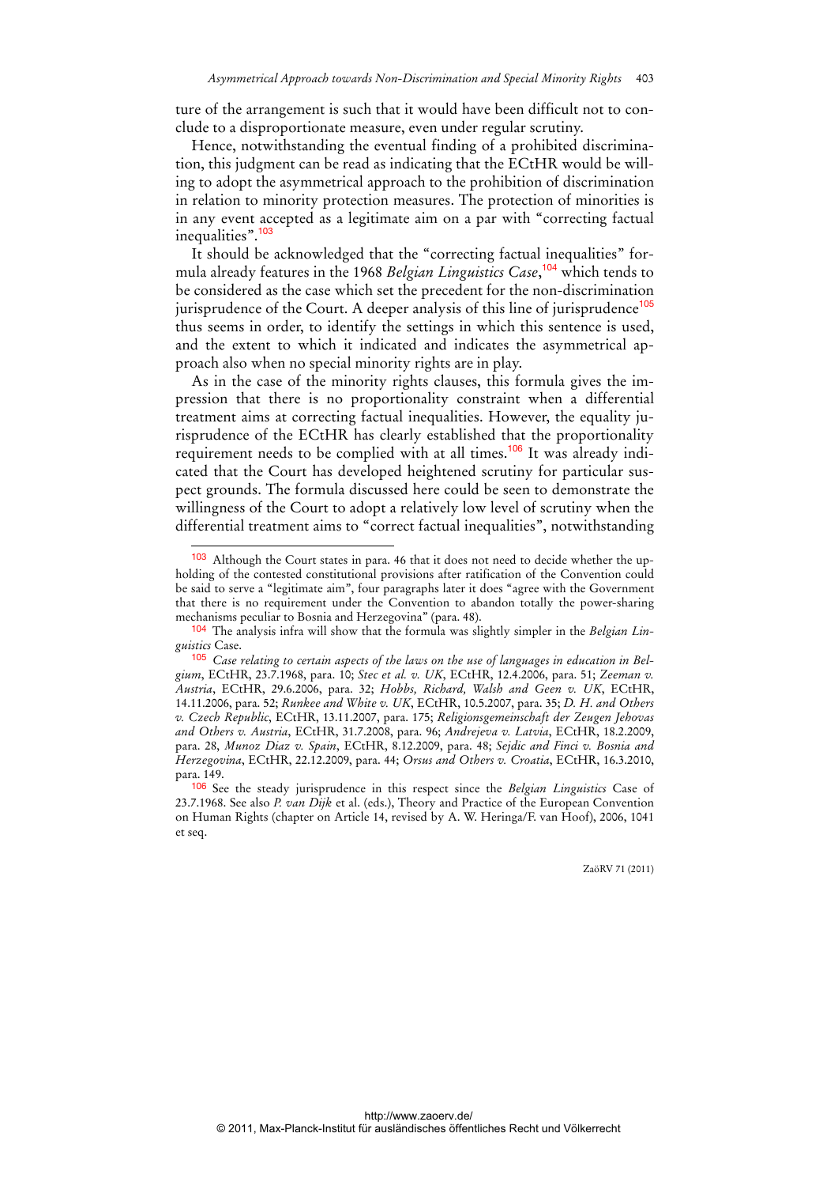ture of the arrangement is such that it would have been difficult not to conclude to a disproportionate measure, even under regular scrutiny.

Hence, notwithstanding the eventual finding of a prohibited discrimination, this judgment can be read as indicating that the ECtHR would be willing to adopt the asymmetrical approach to the prohibition of discrimination in relation to minority protection measures. The protection of minorities is in any event accepted as a legitimate aim on a par with "correcting factual inequalities".[103]

It should be acknowledged that the "correcting factual inequalities" formula already features in the 1968 *Belgian Linguistics Case*,[104] which tends to be considered as the case which set the precedent for the non-discrimination jurisprudence of the Court. A deeper analysis of this line of jurisprudence[105] thus seems in order, to identify the settings in which this sentence is used, and the extent to which it indicated and indicates the asymmetrical approach also when no special minority rights are in play.

As in the case of the minority rights clauses, this formula gives the impression that there is no proportionality constraint when a differential treatment aims at correcting factual inequalities. However, the equality jurisprudence of the ECtHR has clearly established that the proportionality requirement needs to be complied with at all times.[106] It was already indicated that the Court has developed heightened scrutiny for particular suspect grounds. The formula discussed here could be seen to demonstrate the willingness of the Court to adopt a relatively low level of scrutiny when the differential treatment aims to "correct factual inequalities", notwithstanding

---

[103] Although the Court states in para. 46 that it does not need to decide whether the upholding of the contested constitutional provisions after ratification of the Convention could be said to serve a "legitimate aim", four paragraphs later it does "agree with the Government that there is no requirement under the Convention to abandon totally the power-sharing mechanisms peculiar to Bosnia and Herzegovina" (para. 48).

[104] The analysis infra will show that the formula was slightly simpler in the *Belgian Linguistics* Case.

[105] *Case relating to certain aspects of the laws on the use of languages in education in Belgium*, ECtHR, 23.7.1968, para. 10; *Stec et al. v. UK*, ECtHR, 12.4.2006, para. 51; *Zeeman v. Austria*, ECtHR, 29.6.2006, para. 32; *Hobbs, Richard, Walsh and Geen v. UK*, ECtHR, 14.11.2006, para. 52; *Runkee and White v. UK*, ECtHR, 10.5.2007, para. 35; *D. H. and Others v. Czech Republic*, ECtHR, 13.11.2007, para. 175; *Religionsgemeinschaft der Zeugen Jehovas and Others v. Austria*, ECtHR, 31.7.2008, para. 96; *Andrejeva v. Latvia*, ECtHR, 18.2.2009, para. 28, *Munoz Diaz v. Spain*, ECtHR, 8.12.2009, para. 48; *Sejdic and Finci v. Bosnia and Herzegovina*, ECtHR, 22.12.2009, para. 44; *Orsus and Others v. Croatia*, ECtHR, 16.3.2010, para. 149.

[106] See the steady jurisprudence in this respect since the *Belgian Linguistics* Case of 23.7.1968. See also *P. van Dijk* et al. (eds.), Theory and Practice of the European Convention on Human Rights (chapter on Article 14, revised by A. W. Heringa/F. van Hoof), 2006, 1041 et seq.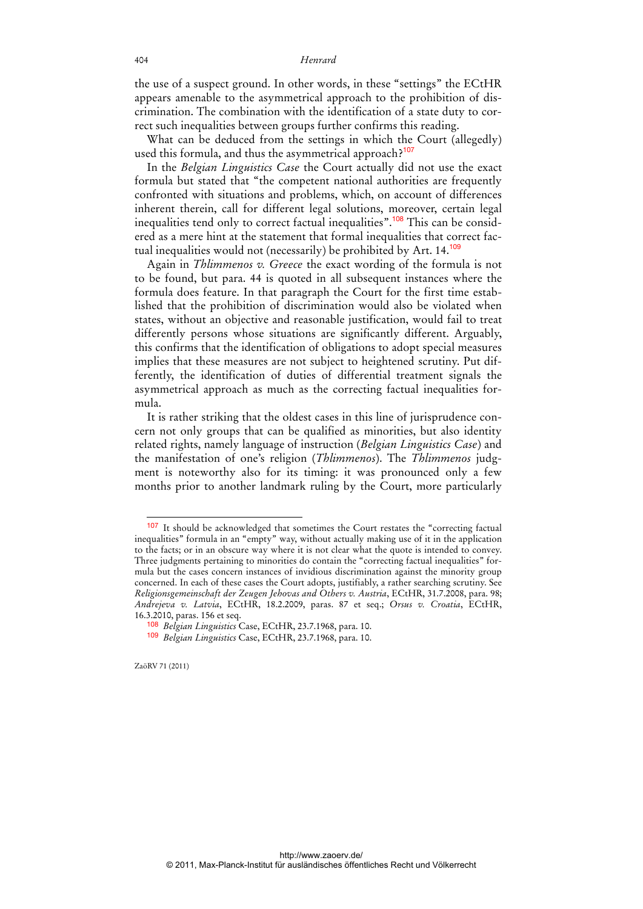the use of a suspect ground. In other words, in these "settings" the ECtHR appears amenable to the asymmetrical approach to the prohibition of discrimination. The combination with the identification of a state duty to correct such inequalities between groups further confirms this reading.

What can be deduced from the settings in which the Court (allegedly) used this formula, and thus the asymmetrical approach?[107]

In the *Belgian Linguistics Case* the Court actually did not use the exact formula but stated that "the competent national authorities are frequently confronted with situations and problems, which, on account of differences inherent therein, call for different legal solutions, moreover, certain legal inequalities tend only to correct factual inequalities".[108] This can be considered as a mere hint at the statement that formal inequalities that correct factual inequalities would not (necessarily) be prohibited by Art. 14.[109]

Again in *Thlimmenos v. Greece* the exact wording of the formula is not to be found, but para. 44 is quoted in all subsequent instances where the formula does feature. In that paragraph the Court for the first time established that the prohibition of discrimination would also be violated when states, without an objective and reasonable justification, would fail to treat differently persons whose situations are significantly different. Arguably, this confirms that the identification of obligations to adopt special measures implies that these measures are not subject to heightened scrutiny. Put differently, the identification of duties of differential treatment signals the asymmetrical approach as much as the correcting factual inequalities formula.

It is rather striking that the oldest cases in this line of jurisprudence concern not only groups that can be qualified as minorities, but also identity related rights, namely language of instruction (*Belgian Linguistics Case*) and the manifestation of one's religion (*Thlimmenos*). The *Thlimmenos* judgment is noteworthy also for its timing: it was pronounced only a few months prior to another landmark ruling by the Court, more particularly

---

[107] It should be acknowledged that sometimes the Court restates the "correcting factual inequalities" formula in an "empty" way, without actually making use of it in the application to the facts; or in an obscure way where it is not clear what the quote is intended to convey. Three judgments pertaining to minorities do contain the "correcting factual inequalities" formula but the cases concern instances of invidious discrimination against the minority group concerned. In each of these cases the Court adopts, justifiably, a rather searching scrutiny. See *Religionsgemeinschaft der Zeugen Jehovas and Others v. Austria*, ECtHR, 31.7.2008, para. 98; *Andrejeva v. Latvia*, ECtHR, 18.2.2009, paras. 87 et seq.; *Orsus v. Croatia*, ECtHR, 16.3.2010, paras. 156 et seq.

[108] *Belgian Linguistics* Case, ECtHR, 23.7.1968, para. 10.

[109] *Belgian Linguistics* Case, ECtHR, 23.7.1968, para. 10.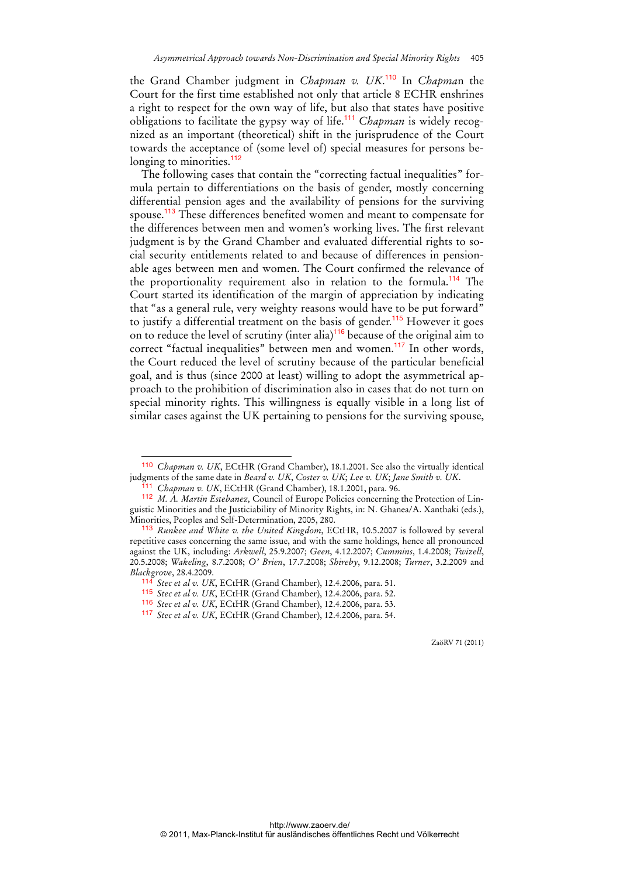the Grand Chamber judgment in *Chapman v. UK*.[110] In *Chapma*n the Court for the first time established not only that article 8 ECHR enshrines a right to respect for the own way of life, but also that states have positive obligations to facilitate the gypsy way of life.[111] *Chapman* is widely recognized as an important (theoretical) shift in the jurisprudence of the Court towards the acceptance of (some level of) special measures for persons belonging to minorities.[112]

The following cases that contain the "correcting factual inequalities" formula pertain to differentiations on the basis of gender, mostly concerning differential pension ages and the availability of pensions for the surviving spouse.[113] These differences benefited women and meant to compensate for the differences between men and women's working lives. The first relevant judgment is by the Grand Chamber and evaluated differential rights to social security entitlements related to and because of differences in pensionable ages between men and women. The Court confirmed the relevance of the proportionality requirement also in relation to the formula.[114] The Court started its identification of the margin of appreciation by indicating that "as a general rule, very weighty reasons would have to be put forward" to justify a differential treatment on the basis of gender.[115] However it goes on to reduce the level of scrutiny (inter alia)[116] because of the original aim to correct "factual inequalities" between men and women.[117] In other words, the Court reduced the level of scrutiny because of the particular beneficial goal, and is thus (since 2000 at least) willing to adopt the asymmetrical approach to the prohibition of discrimination also in cases that do not turn on special minority rights. This willingness is equally visible in a long list of similar cases against the UK pertaining to pensions for the surviving spouse,

---

[110] *Chapman v. UK*, ECtHR (Grand Chamber), 18.1.2001. See also the virtually identical judgments of the same date in *Beard v. UK*, *Coster v. UK*; *Lee v. UK*; *Jane Smith v. UK*.

[111] *Chapman v. UK*, ECtHR (Grand Chamber), 18.1.2001, para. 96.

[112] *M. A. Martin Estebanez,* Council of Europe Policies concerning the Protection of Linguistic Minorities and the Justiciability of Minority Rights, in: N. Ghanea/A. Xanthaki (eds.), Minorities, Peoples and Self-Determination, 2005, 280.

[113] *Runkee and White v. the United Kingdom*, ECtHR, 10.5.2007 is followed by several repetitive cases concerning the same issue, and with the same holdings, hence all pronounced against the UK, including: *Arkwell*, 25.9.2007; *Geen*, 4.12.2007; *Cummins*, 1.4.2008; *Twizell*, 20.5.2008; *Wakeling*, 8.7.2008; *O' Brien*, 17.7.2008; *Shireby*, 9.12.2008; *Turner*, 3.2.2009 and *Blackgrove*, 28.4.2009.

[114] *Stec et al v. UK*, ECtHR (Grand Chamber), 12.4.2006, para. 51.

[115] *Stec et al v. UK*, ECtHR (Grand Chamber), 12.4.2006, para. 52.

[116] *Stec et al v. UK*, ECtHR (Grand Chamber), 12.4.2006, para. 53.

[117] *Stec et al v. UK*, ECtHR (Grand Chamber), 12.4.2006, para. 54.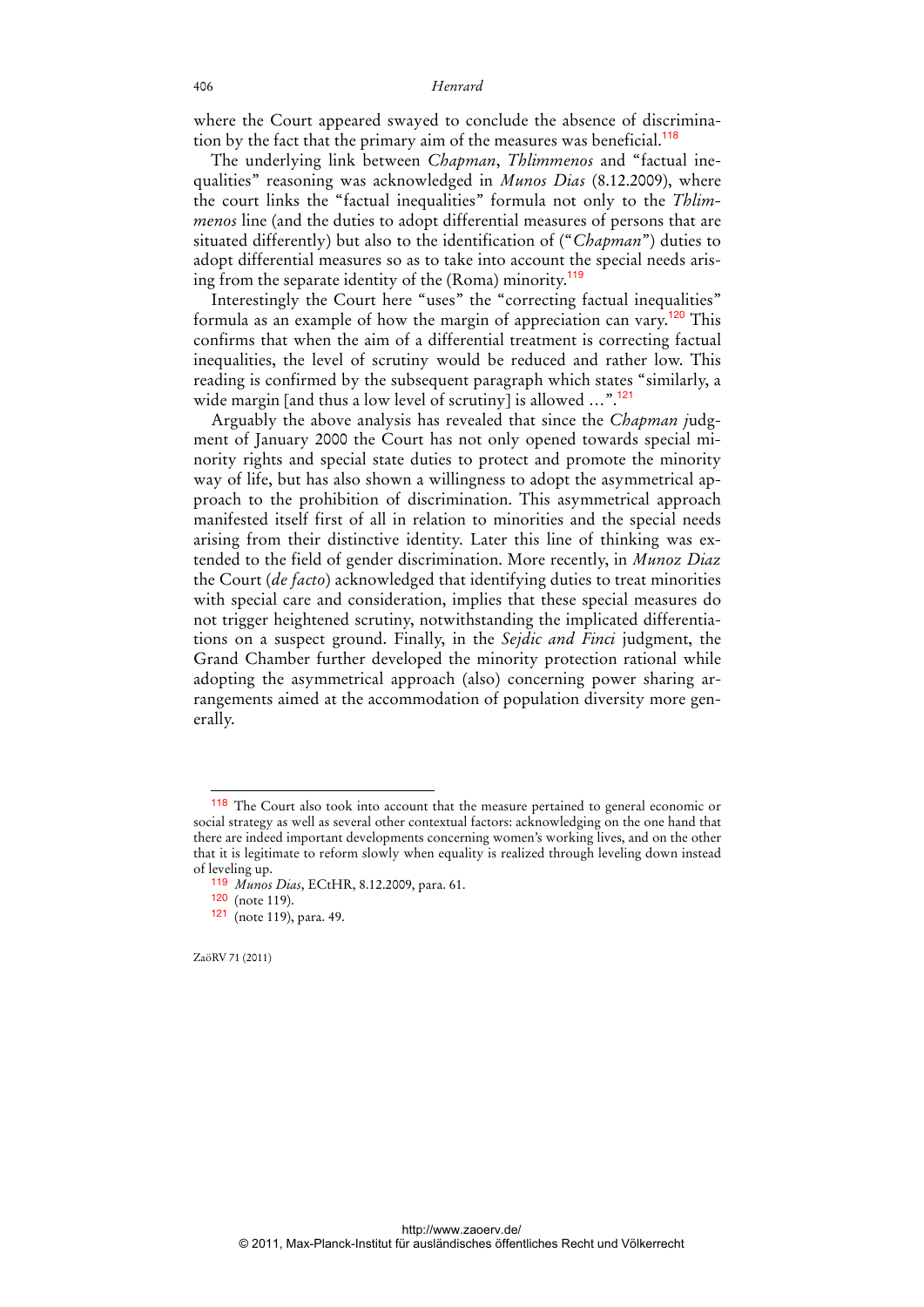where the Court appeared swayed to conclude the absence of discrimination by the fact that the primary aim of the measures was beneficial.[118]

The underlying link between *Chapman*, *Thlimmenos* and "factual inequalities" reasoning was acknowledged in *Munos Dias* (8.12.2009), where the court links the "factual inequalities" formula not only to the *Thlimmenos* line (and the duties to adopt differential measures of persons that are situated differently) but also to the identification of ("*Chapman*") duties to adopt differential measures so as to take into account the special needs arising from the separate identity of the (Roma) minority.[119]

Interestingly the Court here "uses" the "correcting factual inequalities" formula as an example of how the margin of appreciation can vary.[120] This confirms that when the aim of a differential treatment is correcting factual inequalities, the level of scrutiny would be reduced and rather low. This reading is confirmed by the subsequent paragraph which states "similarly, a wide margin [and thus a low level of scrutiny] is allowed …".[121]

Arguably the above analysis has revealed that since the *Chapman* judgment of January 2000 the Court has not only opened towards special minority rights and special state duties to protect and promote the minority way of life, but has also shown a willingness to adopt the asymmetrical approach to the prohibition of discrimination. This asymmetrical approach manifested itself first of all in relation to minorities and the special needs arising from their distinctive identity. Later this line of thinking was extended to the field of gender discrimination. More recently, in *Munoz Diaz* the Court (*de facto*) acknowledged that identifying duties to treat minorities with special care and consideration, implies that these special measures do not trigger heightened scrutiny, notwithstanding the implicated differentiations on a suspect ground. Finally, in the *Sejdic and Finci* judgment, the Grand Chamber further developed the minority protection rational while adopting the asymmetrical approach (also) concerning power sharing arrangements aimed at the accommodation of population diversity more generally.

---

[118] The Court also took into account that the measure pertained to general economic or social strategy as well as several other contextual factors: acknowledging on the one hand that there are indeed important developments concerning women's working lives, and on the other that it is legitimate to reform slowly when equality is realized through leveling down instead of leveling up.

[119] *Munos Dias*, ECtHR, 8.12.2009, para. 61.

[120] (note 119).

[121] (note 119), para. 49.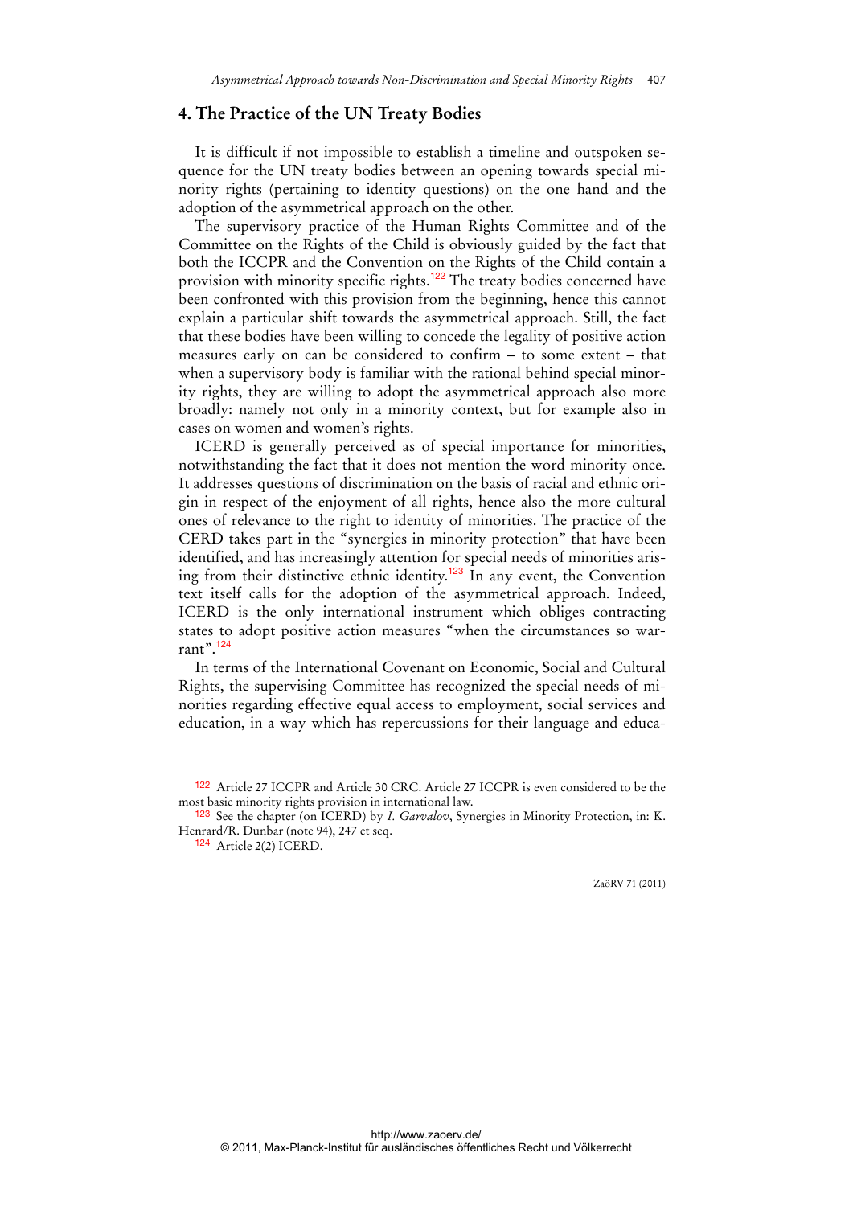## 4. The Practice of the UN Treaty Bodies

It is difficult if not impossible to establish a timeline and outspoken sequence for the UN treaty bodies between an opening towards special minority rights (pertaining to identity questions) on the one hand and the adoption of the asymmetrical approach on the other.

The supervisory practice of the Human Rights Committee and of the Committee on the Rights of the Child is obviously guided by the fact that both the ICCPR and the Convention on the Rights of the Child contain a provision with minority specific rights.[122] The treaty bodies concerned have been confronted with this provision from the beginning, hence this cannot explain a particular shift towards the asymmetrical approach. Still, the fact that these bodies have been willing to concede the legality of positive action measures early on can be considered to confirm – to some extent – that when a supervisory body is familiar with the rational behind special minority rights, they are willing to adopt the asymmetrical approach also more broadly: namely not only in a minority context, but for example also in cases on women and women's rights.

ICERD is generally perceived as of special importance for minorities, notwithstanding the fact that it does not mention the word minority once. It addresses questions of discrimination on the basis of racial and ethnic origin in respect of the enjoyment of all rights, hence also the more cultural ones of relevance to the right to identity of minorities. The practice of the CERD takes part in the "synergies in minority protection" that have been identified, and has increasingly attention for special needs of minorities arising from their distinctive ethnic identity.[123] In any event, the Convention text itself calls for the adoption of the asymmetrical approach. Indeed, ICERD is the only international instrument which obliges contracting states to adopt positive action measures "when the circumstances so warrant".[124]

In terms of the International Covenant on Economic, Social and Cultural Rights, the supervising Committee has recognized the special needs of minorities regarding effective equal access to employment, social services and education, in a way which has repercussions for their language and educa-

---

[122] Article 27 ICCPR and Article 30 CRC. Article 27 ICCPR is even considered to be the most basic minority rights provision in international law.

[123] See the chapter (on ICERD) by *I. Garvalov*, Synergies in Minority Protection, in: K. Henrard/R. Dunbar (note 94), 247 et seq.

[124] Article 2(2) ICERD.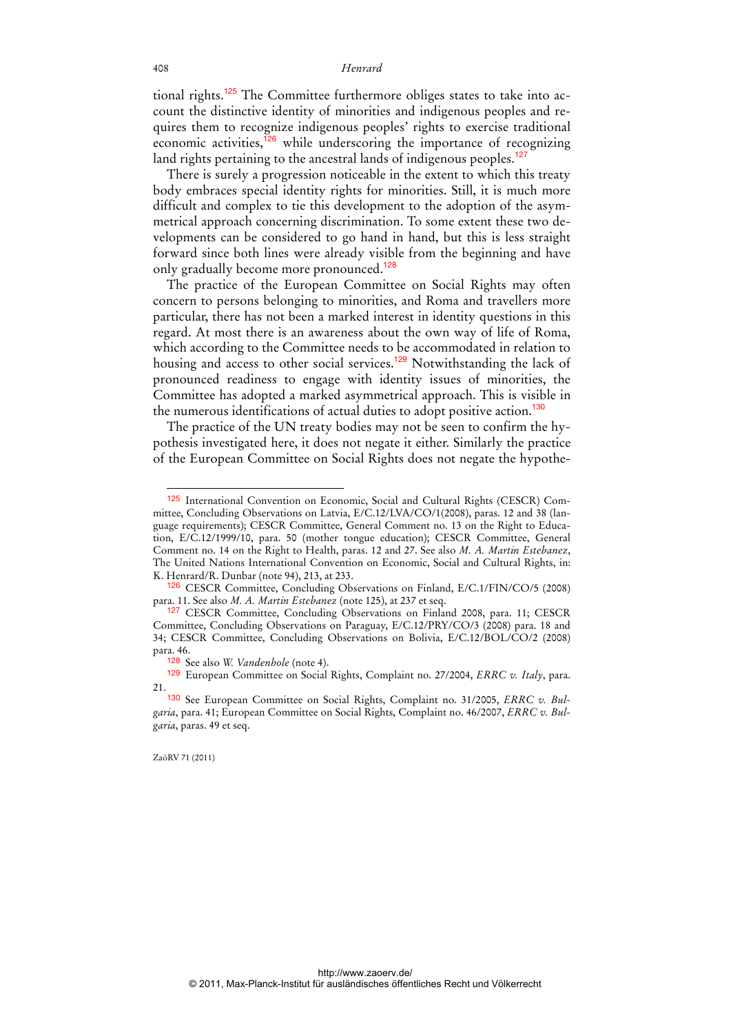tional rights.[125] The Committee furthermore obliges states to take into account the distinctive identity of minorities and indigenous peoples and requires them to recognize indigenous peoples' rights to exercise traditional economic activities,[126] while underscoring the importance of recognizing land rights pertaining to the ancestral lands of indigenous peoples.[127]

There is surely a progression noticeable in the extent to which this treaty body embraces special identity rights for minorities. Still, it is much more difficult and complex to tie this development to the adoption of the asymmetrical approach concerning discrimination. To some extent these two developments can be considered to go hand in hand, but this is less straight forward since both lines were already visible from the beginning and have only gradually become more pronounced.[128]

The practice of the European Committee on Social Rights may often concern to persons belonging to minorities, and Roma and travellers more particular, there has not been a marked interest in identity questions in this regard. At most there is an awareness about the own way of life of Roma, which according to the Committee needs to be accommodated in relation to housing and access to other social services.[129] Notwithstanding the lack of pronounced readiness to engage with identity issues of minorities, the Committee has adopted a marked asymmetrical approach. This is visible in the numerous identifications of actual duties to adopt positive action.[130]

The practice of the UN treaty bodies may not be seen to confirm the hypothesis investigated here, it does not negate it either. Similarly the practice of the European Committee on Social Rights does not negate the hypothe-

---

[125] International Convention on Economic, Social and Cultural Rights (CESCR) Committee, Concluding Observations on Latvia, E/C.12/LVA/CO/1(2008), paras. 12 and 38 (language requirements); CESCR Committee, General Comment no. 13 on the Right to Education, E/C.12/1999/10, para. 50 (mother tongue education); CESCR Committee, General Comment no. 14 on the Right to Health, paras. 12 and 27. See also *M. A. Martin Estebanez*, The United Nations International Convention on Economic, Social and Cultural Rights, in: K. Henrard/R. Dunbar (note 94), 213, at 233.

[126] CESCR Committee, Concluding Observations on Finland, E/C.1/FIN/CO/5 (2008) para. 11. See also *M. A. Martin Estebanez* (note 125), at 237 et seq.

[127] CESCR Committee, Concluding Observations on Finland 2008, para. 11; CESCR Committee, Concluding Observations on Paraguay, E/C.12/PRY/CO/3 (2008) para. 18 and 34; CESCR Committee, Concluding Observations on Bolivia, E/C.12/BOL/CO/2 (2008) para. 46.

[128] See also *W. Vandenhole* (note 4).

[129] European Committee on Social Rights, Complaint no. 27/2004, *ERRC v. Italy*, para. 21.

[130] See European Committee on Social Rights, Complaint no. 31/2005, *ERRC v. Bulgaria*, para. 41; European Committee on Social Rights, Complaint no. 46/2007, *ERRC v. Bulgaria*, paras. 49 et seq.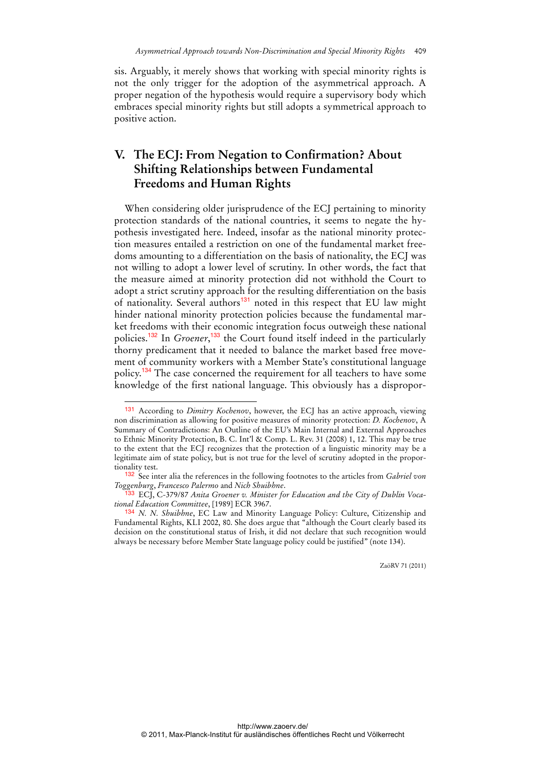sis. Arguably, it merely shows that working with special minority rights is not the only trigger for the adoption of the asymmetrical approach. A proper negation of the hypothesis would require a supervisory body which embraces special minority rights but still adopts a symmetrical approach to positive action.

## V. The ECJ: From Negation to Confirmation? About Shifting Relationships between Fundamental Freedoms and Human Rights

When considering older jurisprudence of the ECJ pertaining to minority protection standards of the national countries, it seems to negate the hypothesis investigated here. Indeed, insofar as the national minority protection measures entailed a restriction on one of the fundamental market freedoms amounting to a differentiation on the basis of nationality, the ECJ was not willing to adopt a lower level of scrutiny. In other words, the fact that the measure aimed at minority protection did not withhold the Court to adopt a strict scrutiny approach for the resulting differentiation on the basis of nationality. Several authors[131] noted in this respect that EU law might hinder national minority protection policies because the fundamental market freedoms with their economic integration focus outweigh these national policies.[132] In *Groener*,[133] the Court found itself indeed in the particularly thorny predicament that it needed to balance the market based free movement of community workers with a Member State's constitutional language policy.[134] The case concerned the requirement for all teachers to have some knowledge of the first national language. This obviously has a dispropor-

---

[131] According to *Dimitry Kochenov*, however, the ECJ has an active approach, viewing non discrimination as allowing for positive measures of minority protection: *D. Kochenov*, A Summary of Contradictions: An Outline of the EU's Main Internal and External Approaches to Ethnic Minority Protection, B. C. Int'l & Comp. L. Rev. 31 (2008) 1, 12. This may be true to the extent that the ECJ recognizes that the protection of a linguistic minority may be a legitimate aim of state policy, but is not true for the level of scrutiny adopted in the proportionality test.

[132] See inter alia the references in the following footnotes to the articles from *Gabriel von Toggenburg*, *Francesco Palermo* and *Nich Shuibhne*.

[133] ECJ, C-379/87 *Anita Groener v. Minister for Education and the City of Dublin Vocational Education Committee*, [1989] ECR 3967.

[134] *N. N. Shuibhne*, EC Law and Minority Language Policy: Culture, Citizenship and Fundamental Rights, KLI 2002, 80. She does argue that "although the Court clearly based its decision on the constitutional status of Irish, it did not declare that such recognition would always be necessary before Member State language policy could be justified" (note 134).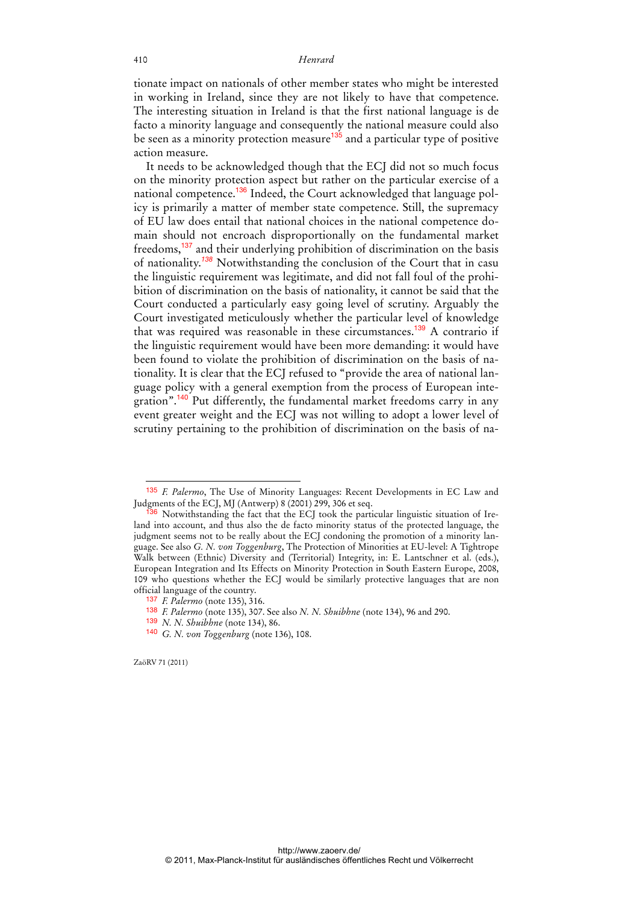tionate impact on nationals of other member states who might be interested in working in Ireland, since they are not likely to have that competence. The interesting situation in Ireland is that the first national language is de facto a minority language and consequently the national measure could also be seen as a minority protection measure[135] and a particular type of positive action measure.

It needs to be acknowledged though that the ECJ did not so much focus on the minority protection aspect but rather on the particular exercise of a national competence.[136] Indeed, the Court acknowledged that language policy is primarily a matter of member state competence. Still, the supremacy of EU law does entail that national choices in the national competence domain should not encroach disproportionally on the fundamental market freedoms,[137] and their underlying prohibition of discrimination on the basis of nationality.[138] Notwithstanding the conclusion of the Court that in casu the linguistic requirement was legitimate, and did not fall foul of the prohibition of discrimination on the basis of nationality, it cannot be said that the Court conducted a particularly easy going level of scrutiny. Arguably the Court investigated meticulously whether the particular level of knowledge that was required was reasonable in these circumstances.[139] A contrario if the linguistic requirement would have been more demanding: it would have been found to violate the prohibition of discrimination on the basis of nationality. It is clear that the ECJ refused to "provide the area of national language policy with a general exemption from the process of European integration".[140] Put differently, the fundamental market freedoms carry in any event greater weight and the ECJ was not willing to adopt a lower level of scrutiny pertaining to the prohibition of discrimination on the basis of na-

---

[135] *F. Palermo*, The Use of Minority Languages: Recent Developments in EC Law and Judgments of the ECJ, MJ (Antwerp) 8 (2001) 299, 306 et seq.

[136] Notwithstanding the fact that the ECJ took the particular linguistic situation of Ireland into account, and thus also the de facto minority status of the protected language, the judgment seems not to be really about the ECJ condoning the promotion of a minority language. See also *G. N. von Toggenburg*, The Protection of Minorities at EU-level: A Tightrope Walk between (Ethnic) Diversity and (Territorial) Integrity, in: E. Lantschner et al. (eds.), European Integration and Its Effects on Minority Protection in South Eastern Europe, 2008, 109 who questions whether the ECJ would be similarly protective languages that are non official language of the country.

[137] *F. Palermo* (note 135), 316.

[138] *F. Palermo* (note 135), 307. See also *N. N. Shuibhne* (note 134), 96 and 290.

[139] *N. N. Shuibhne* (note 134), 86.

[140] *G. N. von Toggenburg* (note 136), 108.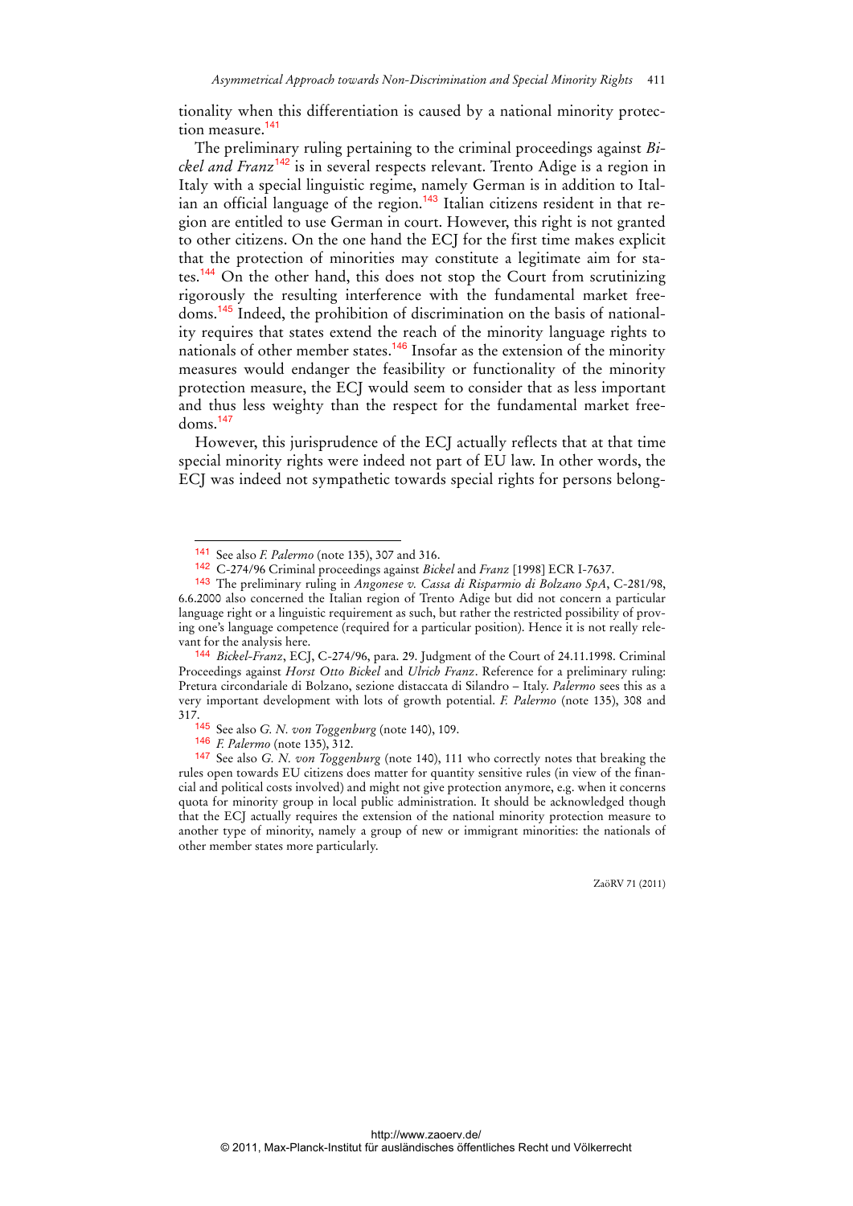tionality when this differentiation is caused by a national minority protection measure.[141]

The preliminary ruling pertaining to the criminal proceedings against *Bickel and Franz*[142] is in several respects relevant. Trento Adige is a region in Italy with a special linguistic regime, namely German is in addition to Italian an official language of the region.[143] Italian citizens resident in that region are entitled to use German in court. However, this right is not granted to other citizens. On the one hand the ECJ for the first time makes explicit that the protection of minorities may constitute a legitimate aim for states.[144] On the other hand, this does not stop the Court from scrutinizing rigorously the resulting interference with the fundamental market freedoms.[145] Indeed, the prohibition of discrimination on the basis of nationality requires that states extend the reach of the minority language rights to nationals of other member states.[146] Insofar as the extension of the minority measures would endanger the feasibility or functionality of the minority protection measure, the ECJ would seem to consider that as less important and thus less weighty than the respect for the fundamental market freedoms.[147]

However, this jurisprudence of the ECJ actually reflects that at that time special minority rights were indeed not part of EU law. In other words, the ECJ was indeed not sympathetic towards special rights for persons belong-

---

[141] See also *F. Palermo* (note 135), 307 and 316.

[142] C-274/96 Criminal proceedings against *Bickel* and *Franz* [1998] ECR I-7637.

[143] The preliminary ruling in *Angonese v. Cassa di Risparmio di Bolzano SpA*, C-281/98, 6.6.2000 also concerned the Italian region of Trento Adige but did not concern a particular language right or a linguistic requirement as such, but rather the restricted possibility of proving one's language competence (required for a particular position). Hence it is not really relevant for the analysis here.

[144] *Bickel-Franz*, ECJ, C-274/96, para. 29. Judgment of the Court of 24.11.1998. Criminal Proceedings against *Horst Otto Bickel* and *Ulrich Franz*. Reference for a preliminary ruling: Pretura circondariale di Bolzano, sezione distaccata di Silandro – Italy. *Palermo* sees this as a very important development with lots of growth potential. *F. Palermo* (note 135), 308 and 317.

[145] See also *G. N. von Toggenburg* (note 140), 109.

[146] *F. Palermo* (note 135), 312.

[147] See also *G. N. von Toggenburg* (note 140), 111 who correctly notes that breaking the rules open towards EU citizens does matter for quantity sensitive rules (in view of the financial and political costs involved) and might not give protection anymore, e.g. when it concerns quota for minority group in local public administration. It should be acknowledged though that the ECJ actually requires the extension of the national minority protection measure to another type of minority, namely a group of new or immigrant minorities: the nationals of other member states more particularly.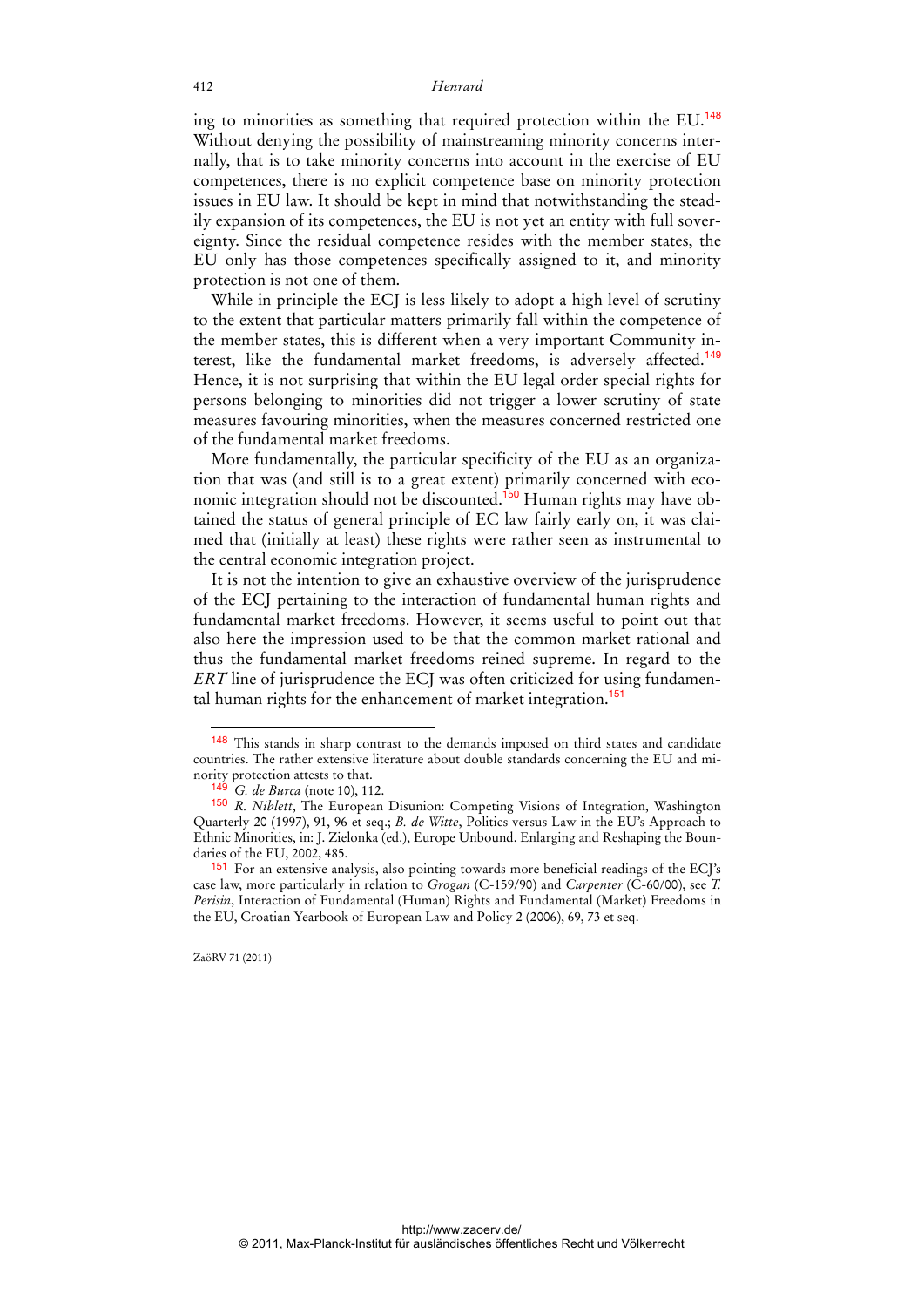ing to minorities as something that required protection within the EU.[148] Without denying the possibility of mainstreaming minority concerns internally, that is to take minority concerns into account in the exercise of EU competences, there is no explicit competence base on minority protection issues in EU law. It should be kept in mind that notwithstanding the steadily expansion of its competences, the EU is not yet an entity with full sovereignty. Since the residual competence resides with the member states, the EU only has those competences specifically assigned to it, and minority protection is not one of them.

While in principle the ECJ is less likely to adopt a high level of scrutiny to the extent that particular matters primarily fall within the competence of the member states, this is different when a very important Community interest, like the fundamental market freedoms, is adversely affected.[149] Hence, it is not surprising that within the EU legal order special rights for persons belonging to minorities did not trigger a lower scrutiny of state measures favouring minorities, when the measures concerned restricted one of the fundamental market freedoms.

More fundamentally, the particular specificity of the EU as an organization that was (and still is to a great extent) primarily concerned with economic integration should not be discounted.[150] Human rights may have obtained the status of general principle of EC law fairly early on, it was claimed that (initially at least) these rights were rather seen as instrumental to the central economic integration project.

It is not the intention to give an exhaustive overview of the jurisprudence of the ECJ pertaining to the interaction of fundamental human rights and fundamental market freedoms. However, it seems useful to point out that also here the impression used to be that the common market rational and thus the fundamental market freedoms reined supreme. In regard to the *ERT* line of jurisprudence the ECJ was often criticized for using fundamental human rights for the enhancement of market integration.[151]

---

[148] This stands in sharp contrast to the demands imposed on third states and candidate countries. The rather extensive literature about double standards concerning the EU and minority protection attests to that.

[149] *G. de Burca* (note 10), 112.

[150] *R. Niblett*, The European Disunion: Competing Visions of Integration, Washington Quarterly 20 (1997), 91, 96 et seq.; *B. de Witte*, Politics versus Law in the EU's Approach to Ethnic Minorities, in: J. Zielonka (ed.), Europe Unbound. Enlarging and Reshaping the Boundaries of the EU, 2002, 485.

[151] For an extensive analysis, also pointing towards more beneficial readings of the ECJ's case law, more particularly in relation to *Grogan* (C-159/90) and *Carpenter* (C-60/00), see *T. Perisin*, Interaction of Fundamental (Human) Rights and Fundamental (Market) Freedoms in the EU, Croatian Yearbook of European Law and Policy 2 (2006), 69, 73 et seq.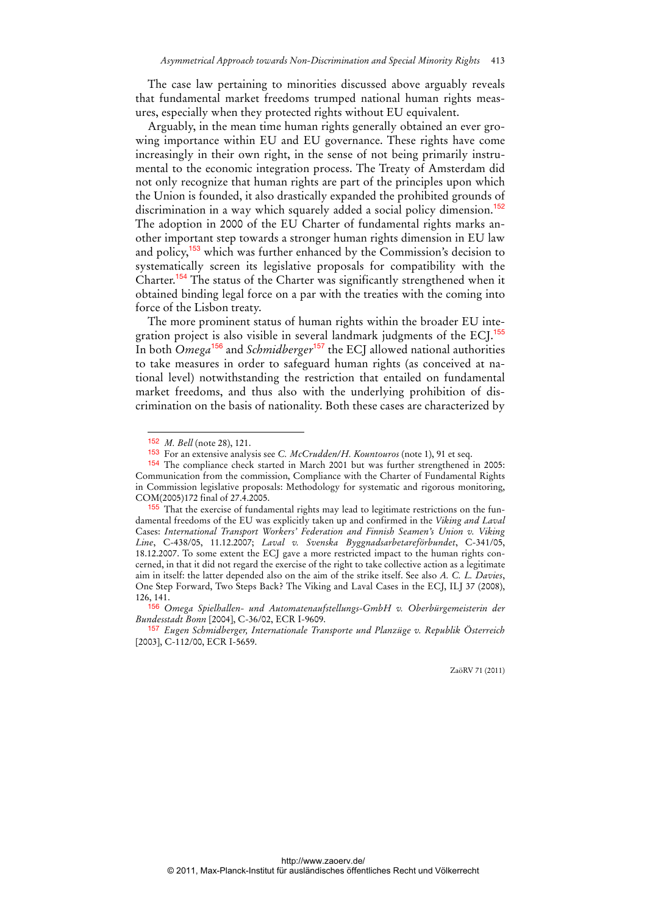The case law pertaining to minorities discussed above arguably reveals that fundamental market freedoms trumped national human rights measures, especially when they protected rights without EU equivalent.

Arguably, in the mean time human rights generally obtained an ever growing importance within EU and EU governance. These rights have come increasingly in their own right, in the sense of not being primarily instrumental to the economic integration process. The Treaty of Amsterdam did not only recognize that human rights are part of the principles upon which the Union is founded, it also drastically expanded the prohibited grounds of discrimination in a way which squarely added a social policy dimension.[152] The adoption in 2000 of the EU Charter of fundamental rights marks another important step towards a stronger human rights dimension in EU law and policy,[153] which was further enhanced by the Commission's decision to systematically screen its legislative proposals for compatibility with the Charter.[154] The status of the Charter was significantly strengthened when it obtained binding legal force on a par with the treaties with the coming into force of the Lisbon treaty.

The more prominent status of human rights within the broader EU integration project is also visible in several landmark judgments of the ECJ.[155] In both *Omega*[156] and *Schmidberger*[157] the ECJ allowed national authorities to take measures in order to safeguard human rights (as conceived at national level) notwithstanding the restriction that entailed on fundamental market freedoms, and thus also with the underlying prohibition of discrimination on the basis of nationality. Both these cases are characterized by

---

[152] *M. Bell* (note 28), 121.

[153] For an extensive analysis see *C. McCrudden/H. Kountouros* (note 1), 91 et seq.

[154] The compliance check started in March 2001 but was further strengthened in 2005: Communication from the commission, Compliance with the Charter of Fundamental Rights in Commission legislative proposals: Methodology for systematic and rigorous monitoring, COM(2005)172 final of 27.4.2005.

[155] That the exercise of fundamental rights may lead to legitimate restrictions on the fundamental freedoms of the EU was explicitly taken up and confirmed in the *Viking and Laval* Cases: *International Transport Workers' Federation and Finnish Seamen's Union v. Viking Line*, C-438/05, 11.12.2007; *Laval v. Svenska Byggnadsarbetareförbundet*, C-341/05, 18.12.2007. To some extent the ECJ gave a more restricted impact to the human rights concerned, in that it did not regard the exercise of the right to take collective action as a legitimate aim in itself: the latter depended also on the aim of the strike itself. See also *A. C. L. Davies*, One Step Forward, Two Steps Back? The Viking and Laval Cases in the ECJ, ILJ 37 (2008), 126, 141.

[156] *Omega Spielhallen- und Automatenaufstellungs-GmbH v. Oberbürgermeisterin der Bundesstadt Bonn* [2004], C-36/02, ECR I-9609.

[157] *Eugen Schmidberger, Internationale Transporte und Planzüge v. Republik Österreich* [2003], C-112/00, ECR I-5659.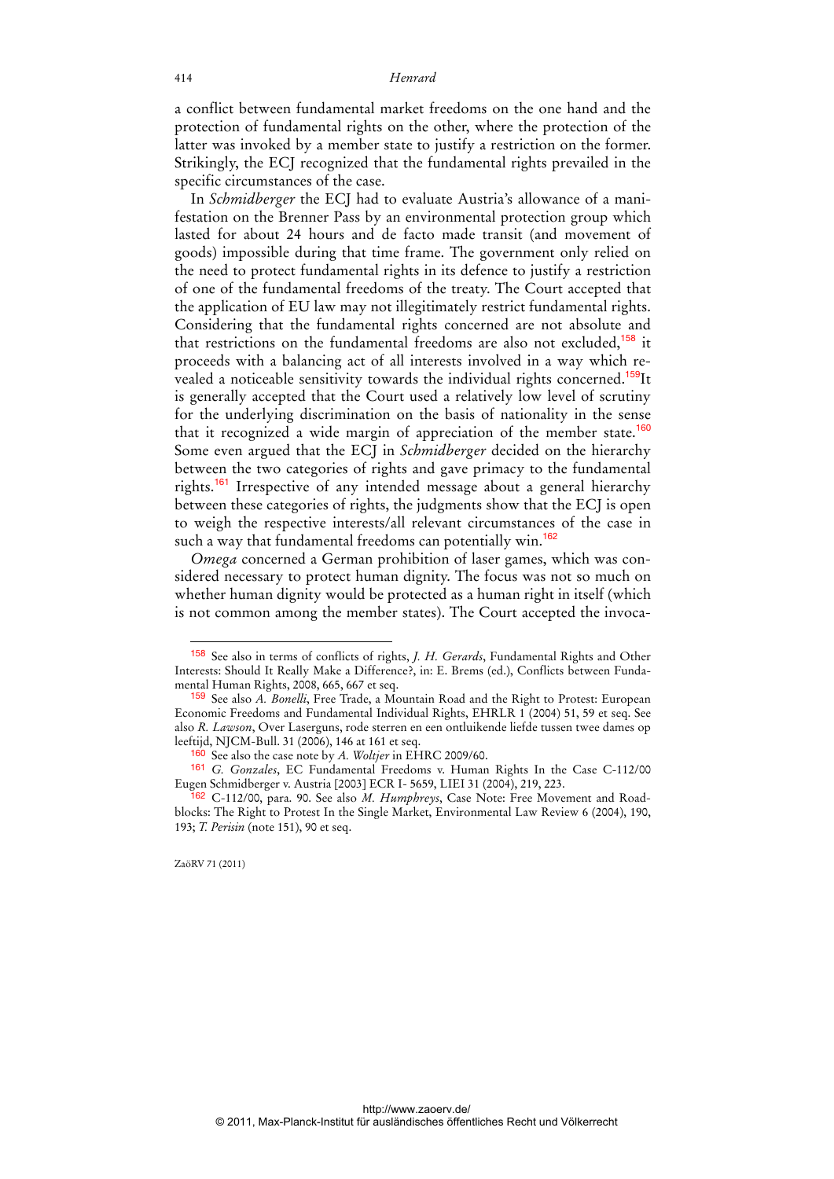a conflict between fundamental market freedoms on the one hand and the protection of fundamental rights on the other, where the protection of the latter was invoked by a member state to justify a restriction on the former. Strikingly, the ECJ recognized that the fundamental rights prevailed in the specific circumstances of the case.

In *Schmidberger* the ECJ had to evaluate Austria's allowance of a manifestation on the Brenner Pass by an environmental protection group which lasted for about 24 hours and de facto made transit (and movement of goods) impossible during that time frame. The government only relied on the need to protect fundamental rights in its defence to justify a restriction of one of the fundamental freedoms of the treaty. The Court accepted that the application of EU law may not illegitimately restrict fundamental rights. Considering that the fundamental rights concerned are not absolute and that restrictions on the fundamental freedoms are also not excluded,[158] it proceeds with a balancing act of all interests involved in a way which revealed a noticeable sensitivity towards the individual rights concerned.[159]It is generally accepted that the Court used a relatively low level of scrutiny for the underlying discrimination on the basis of nationality in the sense that it recognized a wide margin of appreciation of the member state.[160] Some even argued that the ECJ in *Schmidberger* decided on the hierarchy between the two categories of rights and gave primacy to the fundamental rights.[161] Irrespective of any intended message about a general hierarchy between these categories of rights, the judgments show that the ECJ is open to weigh the respective interests/all relevant circumstances of the case in such a way that fundamental freedoms can potentially win.[162]

*Omega* concerned a German prohibition of laser games, which was considered necessary to protect human dignity. The focus was not so much on whether human dignity would be protected as a human right in itself (which is not common among the member states). The Court accepted the invoca-

---

[158] See also in terms of conflicts of rights, *J. H. Gerards*, Fundamental Rights and Other Interests: Should It Really Make a Difference?, in: E. Brems (ed.), Conflicts between Fundamental Human Rights, 2008, 665, 667 et seq.

[159] See also *A. Bonelli*, Free Trade, a Mountain Road and the Right to Protest: European Economic Freedoms and Fundamental Individual Rights, EHRLR 1 (2004) 51, 59 et seq. See also *R. Lawson*, Over Laserguns, rode sterren en een ontluikende liefde tussen twee dames op leeftijd, NJCM-Bull. 31 (2006), 146 at 161 et seq.

[160] See also the case note by *A. Woltjer* in EHRC 2009/60.

[161] *G. Gonzales*, EC Fundamental Freedoms v. Human Rights In the Case C-112/00 Eugen Schmidberger v. Austria [2003] ECR I- 5659, LIEI 31 (2004), 219, 223.

[162] C-112/00, para. 90. See also *M. Humphreys*, Case Note: Free Movement and Roadblocks: The Right to Protest In the Single Market, Environmental Law Review 6 (2004), 190, 193; *T. Perisin* (note 151), 90 et seq.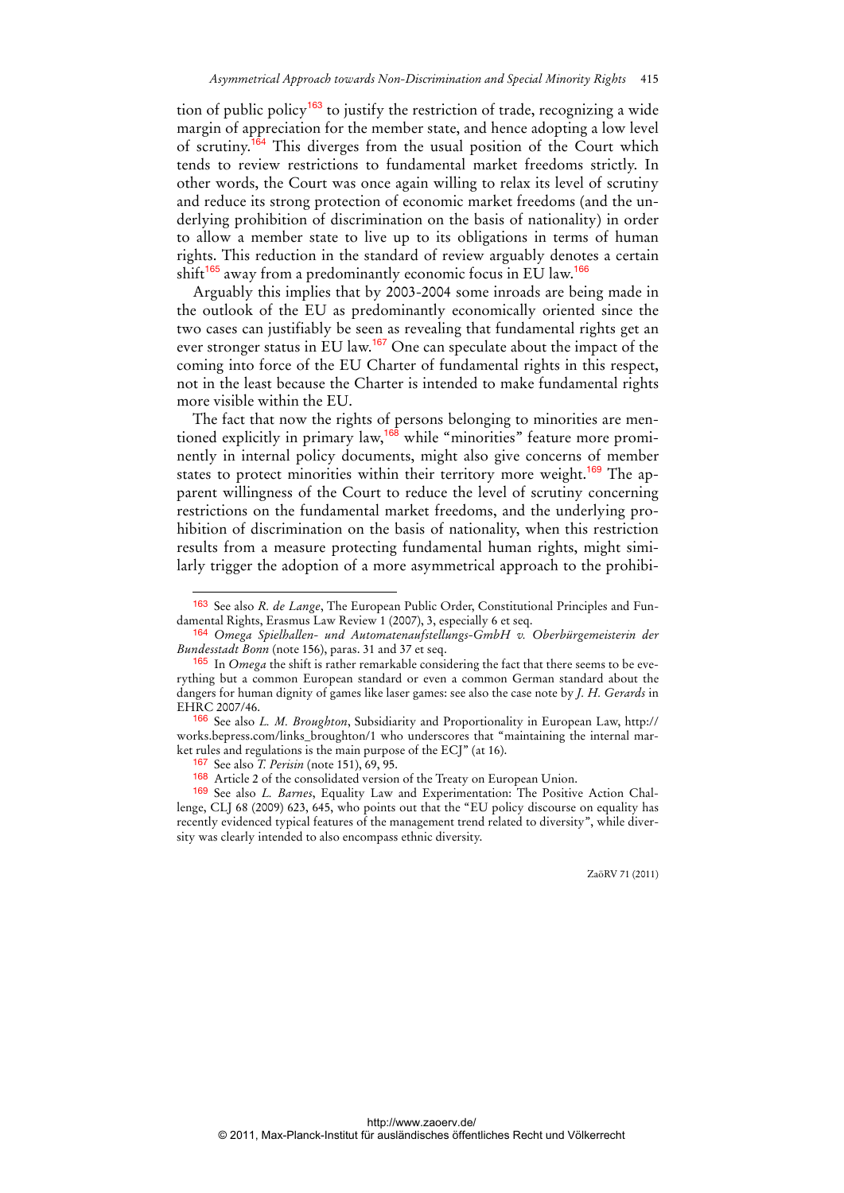tion of public policy[163] to justify the restriction of trade, recognizing a wide margin of appreciation for the member state, and hence adopting a low level of scrutiny.[164] This diverges from the usual position of the Court which tends to review restrictions to fundamental market freedoms strictly. In other words, the Court was once again willing to relax its level of scrutiny and reduce its strong protection of economic market freedoms (and the underlying prohibition of discrimination on the basis of nationality) in order to allow a member state to live up to its obligations in terms of human rights. This reduction in the standard of review arguably denotes a certain shift[165] away from a predominantly economic focus in EU law.[166]

Arguably this implies that by 2003-2004 some inroads are being made in the outlook of the EU as predominantly economically oriented since the two cases can justifiably be seen as revealing that fundamental rights get an ever stronger status in EU law.[167] One can speculate about the impact of the coming into force of the EU Charter of fundamental rights in this respect, not in the least because the Charter is intended to make fundamental rights more visible within the EU.

The fact that now the rights of persons belonging to minorities are mentioned explicitly in primary law,[168] while "minorities" feature more prominently in internal policy documents, might also give concerns of member states to protect minorities within their territory more weight.[169] The apparent willingness of the Court to reduce the level of scrutiny concerning restrictions on the fundamental market freedoms, and the underlying prohibition of discrimination on the basis of nationality, when this restriction results from a measure protecting fundamental human rights, might similarly trigger the adoption of a more asymmetrical approach to the prohibi-

---

[163] See also *R. de Lange*, The European Public Order, Constitutional Principles and Fundamental Rights, Erasmus Law Review 1 (2007), 3, especially 6 et seq.

[164] *Omega Spielhallen- und Automatenaufstellungs-GmbH v. Oberbürgemeisterin der Bundesstadt Bonn* (note 156), paras. 31 and 37 et seq.

[165] In *Omega* the shift is rather remarkable considering the fact that there seems to be everything but a common European standard or even a common German standard about the dangers for human dignity of games like laser games: see also the case note by *J. H. Gerards* in EHRC 2007/46.

[166] See also *L. M. Broughton*, Subsidiarity and Proportionality in European Law, http://works.bepress.com/links_broughton/1 who underscores that "maintaining the internal market rules and regulations is the main purpose of the ECJ" (at 16).

[167] See also *T. Perisin* (note 151), 69, 95.

[168] Article 2 of the consolidated version of the Treaty on European Union.

[169] See also *L. Barnes*, Equality Law and Experimentation: The Positive Action Challenge, CLJ 68 (2009) 623, 645, who points out that the "EU policy discourse on equality has recently evidenced typical features of the management trend related to diversity", while diversity was clearly intended to also encompass ethnic diversity.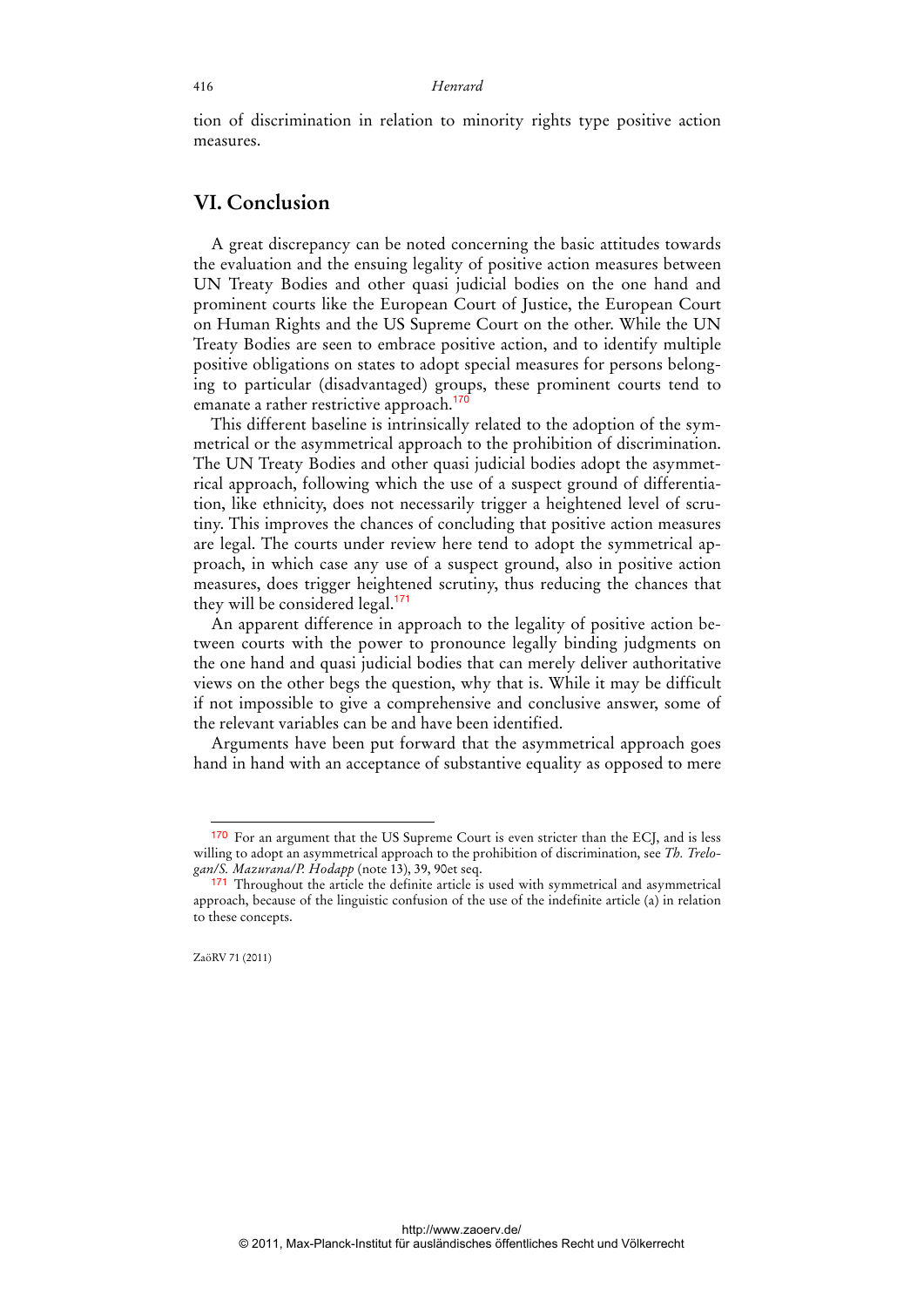tion of discrimination in relation to minority rights type positive action measures.

## VI. Conclusion

A great discrepancy can be noted concerning the basic attitudes towards the evaluation and the ensuing legality of positive action measures between UN Treaty Bodies and other quasi judicial bodies on the one hand and prominent courts like the European Court of Justice, the European Court on Human Rights and the US Supreme Court on the other. While the UN Treaty Bodies are seen to embrace positive action, and to identify multiple positive obligations on states to adopt special measures for persons belonging to particular (disadvantaged) groups, these prominent courts tend to emanate a rather restrictive approach.[170]

This different baseline is intrinsically related to the adoption of the symmetrical or the asymmetrical approach to the prohibition of discrimination. The UN Treaty Bodies and other quasi judicial bodies adopt the asymmetrical approach, following which the use of a suspect ground of differentiation, like ethnicity, does not necessarily trigger a heightened level of scrutiny. This improves the chances of concluding that positive action measures are legal. The courts under review here tend to adopt the symmetrical approach, in which case any use of a suspect ground, also in positive action measures, does trigger heightened scrutiny, thus reducing the chances that they will be considered legal.[171]

An apparent difference in approach to the legality of positive action between courts with the power to pronounce legally binding judgments on the one hand and quasi judicial bodies that can merely deliver authoritative views on the other begs the question, why that is. While it may be difficult if not impossible to give a comprehensive and conclusive answer, some of the relevant variables can be and have been identified.

Arguments have been put forward that the asymmetrical approach goes hand in hand with an acceptance of substantive equality as opposed to mere

---

[170] For an argument that the US Supreme Court is even stricter than the ECJ, and is less willing to adopt an asymmetrical approach to the prohibition of discrimination, see *Th. Trelogan/S. Mazurana/P. Hodapp* (note 13), 39, 90et seq.

[171] Throughout the article the definite article is used with symmetrical and asymmetrical approach, because of the linguistic confusion of the use of the indefinite article (a) in relation to these concepts.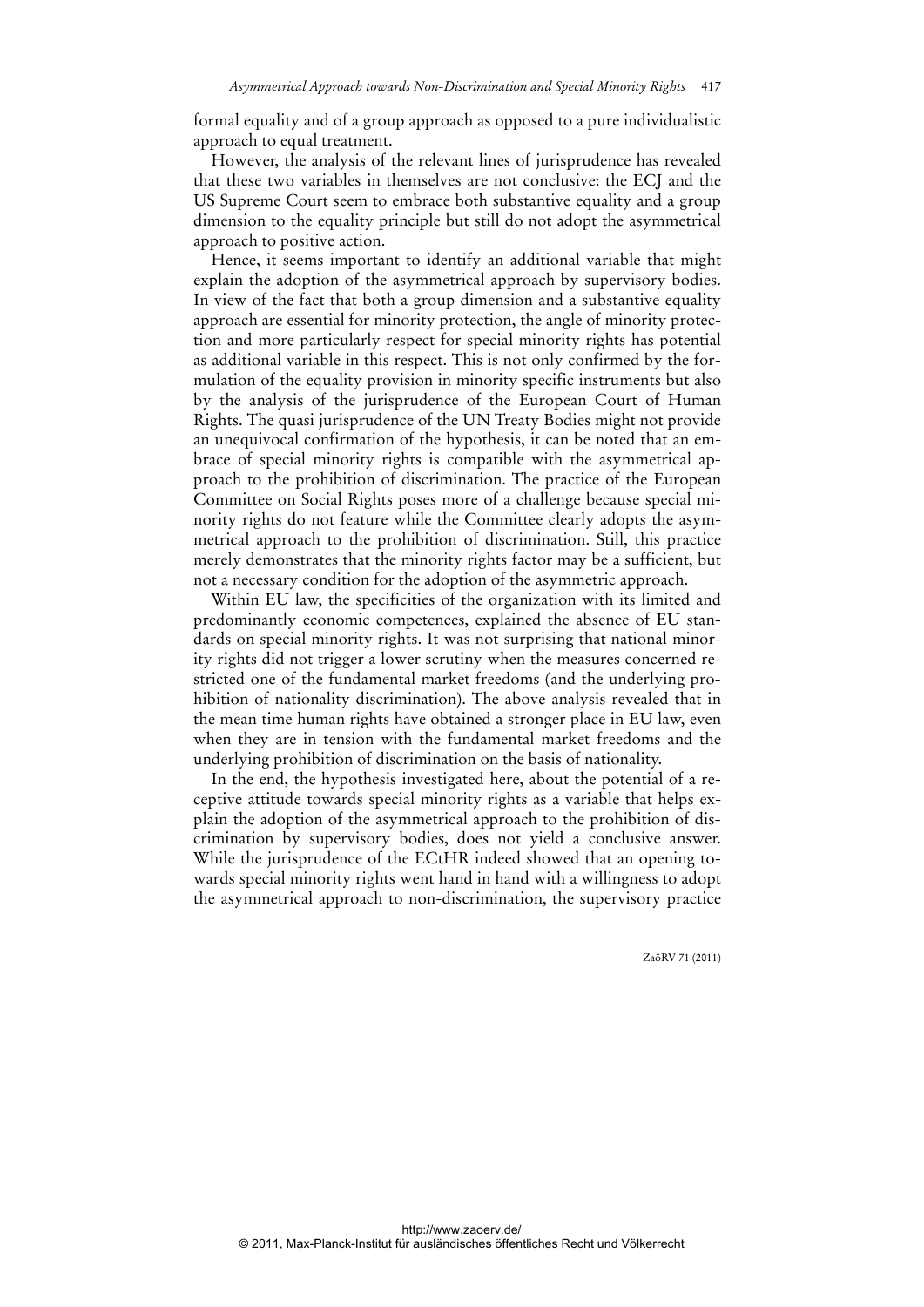formal equality and of a group approach as opposed to a pure individualistic approach to equal treatment.

However, the analysis of the relevant lines of jurisprudence has revealed that these two variables in themselves are not conclusive: the ECJ and the US Supreme Court seem to embrace both substantive equality and a group dimension to the equality principle but still do not adopt the asymmetrical approach to positive action.

Hence, it seems important to identify an additional variable that might explain the adoption of the asymmetrical approach by supervisory bodies. In view of the fact that both a group dimension and a substantive equality approach are essential for minority protection, the angle of minority protection and more particularly respect for special minority rights has potential as additional variable in this respect. This is not only confirmed by the formulation of the equality provision in minority specific instruments but also by the analysis of the jurisprudence of the European Court of Human Rights. The quasi jurisprudence of the UN Treaty Bodies might not provide an unequivocal confirmation of the hypothesis, it can be noted that an embrace of special minority rights is compatible with the asymmetrical approach to the prohibition of discrimination. The practice of the European Committee on Social Rights poses more of a challenge because special minority rights do not feature while the Committee clearly adopts the asymmetrical approach to the prohibition of discrimination. Still, this practice merely demonstrates that the minority rights factor may be a sufficient, but not a necessary condition for the adoption of the asymmetric approach.

Within EU law, the specificities of the organization with its limited and predominantly economic competences, explained the absence of EU standards on special minority rights. It was not surprising that national minority rights did not trigger a lower scrutiny when the measures concerned restricted one of the fundamental market freedoms (and the underlying prohibition of nationality discrimination). The above analysis revealed that in the mean time human rights have obtained a stronger place in EU law, even when they are in tension with the fundamental market freedoms and the underlying prohibition of discrimination on the basis of nationality.

In the end, the hypothesis investigated here, about the potential of a receptive attitude towards special minority rights as a variable that helps explain the adoption of the asymmetrical approach to the prohibition of discrimination by supervisory bodies, does not yield a conclusive answer. While the jurisprudence of the ECtHR indeed showed that an opening towards special minority rights went hand in hand with a willingness to adopt the asymmetrical approach to non-discrimination, the supervisory practice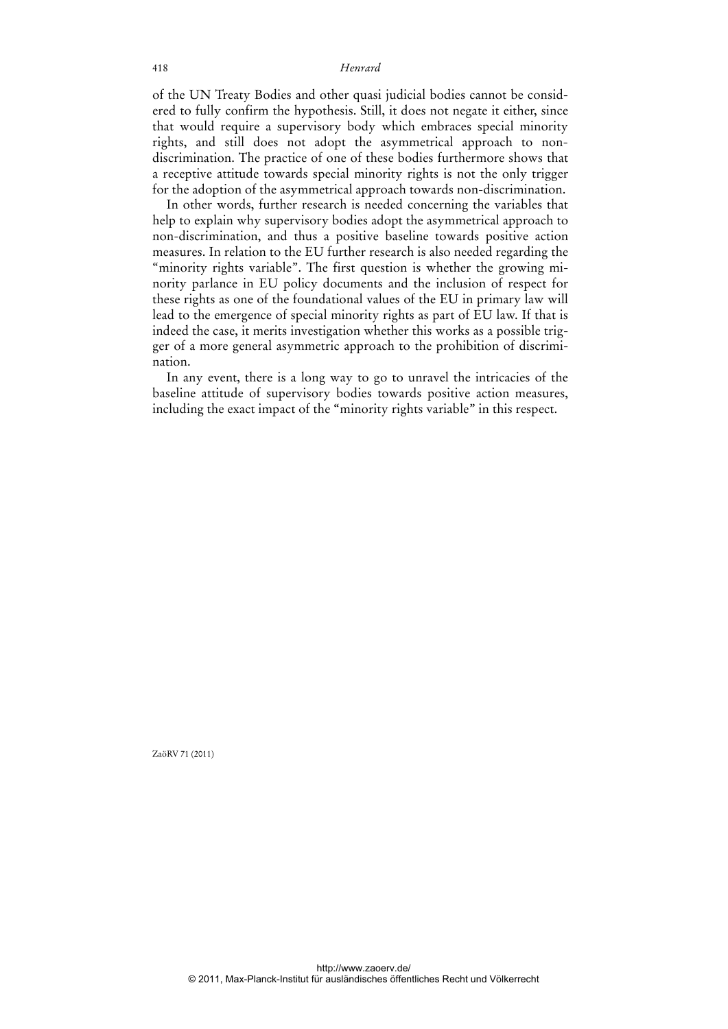of the UN Treaty Bodies and other quasi judicial bodies cannot be considered to fully confirm the hypothesis. Still, it does not negate it either, since that would require a supervisory body which embraces special minority rights, and still does not adopt the asymmetrical approach to non-discrimination. The practice of one of these bodies furthermore shows that a receptive attitude towards special minority rights is not the only trigger for the adoption of the asymmetrical approach towards non-discrimination.

In other words, further research is needed concerning the variables that help to explain why supervisory bodies adopt the asymmetrical approach to non-discrimination, and thus a positive baseline towards positive action measures. In relation to the EU further research is also needed regarding the "minority rights variable". The first question is whether the growing minority parlance in EU policy documents and the inclusion of respect for these rights as one of the foundational values of the EU in primary law will lead to the emergence of special minority rights as part of EU law. If that is indeed the case, it merits investigation whether this works as a possible trigger of a more general asymmetric approach to the prohibition of discrimination.

In any event, there is a long way to go to unravel the intricacies of the baseline attitude of supervisory bodies towards positive action measures, including the exact impact of the "minority rights variable" in this respect.